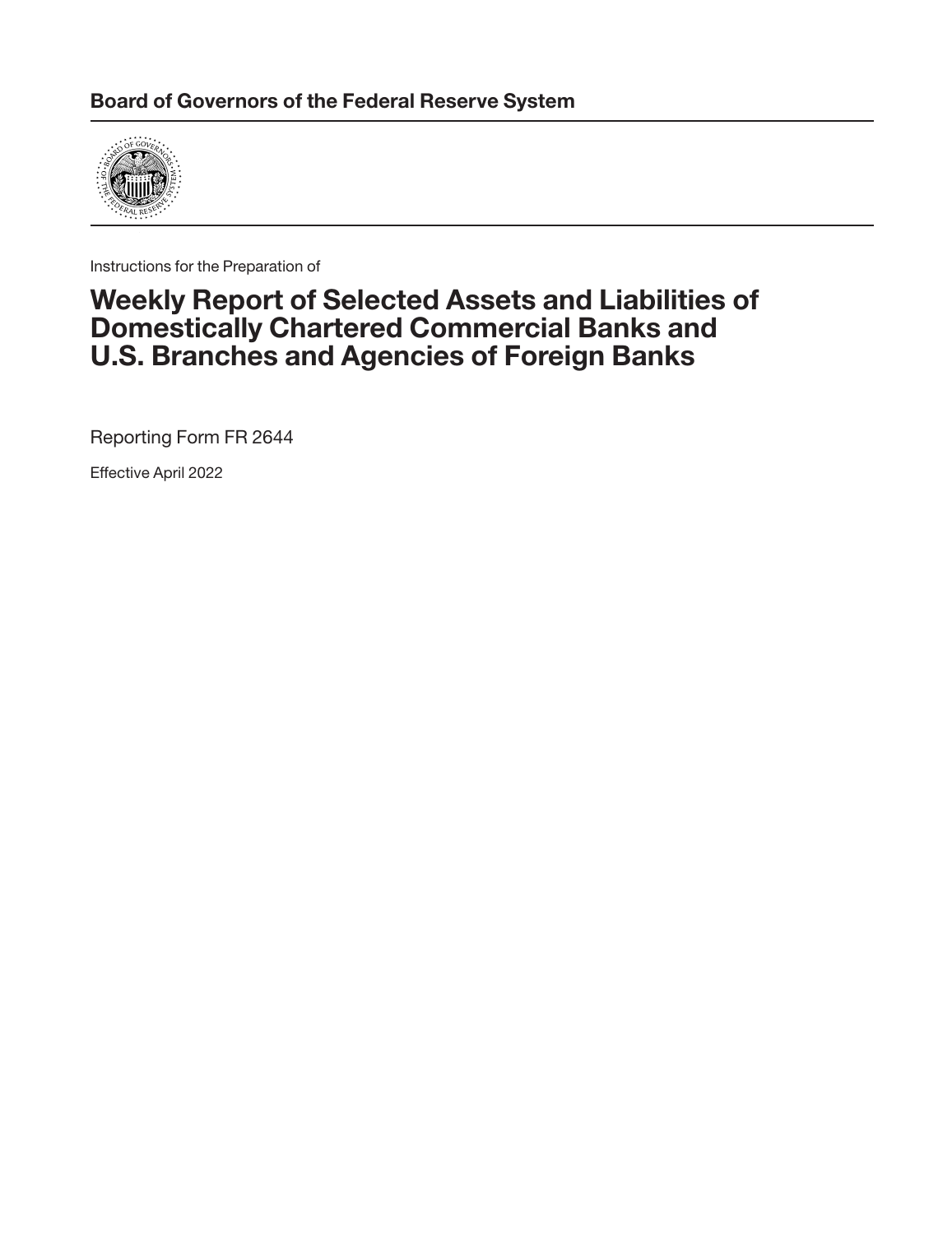**Board of Governors of the Federal Reserve System**

Instructions for the Preparation of

# Weekly Report of Selected Assets and Liabilities of Domestically Chartered Commercial Banks and U.S. Branches and Agencies of Foreign Banks

Reporting Form FR 2644

Effective April 2022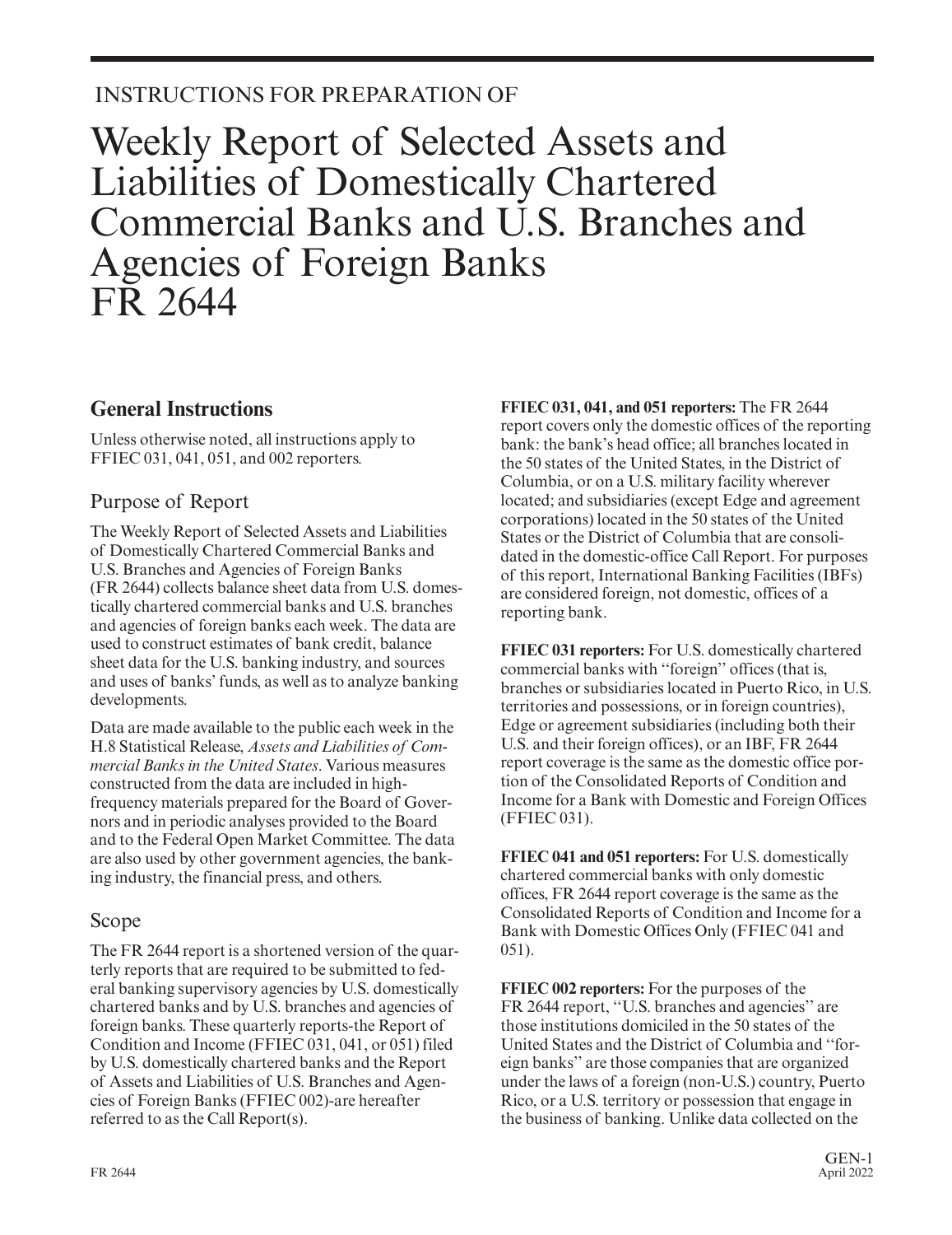INSTRUCTIONS FOR PREPARATION OF

# Weekly Report of Selected Assets and Liabilities of Domestically Chartered Commercial Banks and U.S. Branches and Agencies of Foreign Banks FR 2644

## General Instructions

Unless otherwise noted, all instructions apply to FFIEC 031, 041, 051, and 002 reporters.

### Purpose of Report

The Weekly Report of Selected Assets and Liabilities of Domestically Chartered Commercial Banks and U.S. Branches and Agencies of Foreign Banks (FR 2644) collects balance sheet data from U.S. domestically chartered commercial banks and U.S. branches and agencies of foreign banks each week. The data are used to construct estimates of bank credit, balance sheet data for the U.S. banking industry, and sources and uses of banks' funds, as well as to analyze banking developments.

Data are made available to the public each week in the H.8 Statistical Release, *Assets and Liabilities of Commercial Banks in the United States*. Various measures constructed from the data are included in high-frequency materials prepared for the Board of Governors and in periodic analyses provided to the Board and to the Federal Open Market Committee. The data are also used by other government agencies, the banking industry, the financial press, and others.

### Scope

The FR 2644 report is a shortened version of the quarterly reports that are required to be submitted to federal banking supervisory agencies by U.S. domestically chartered banks and by U.S. branches and agencies of foreign banks. These quarterly reports-the Report of Condition and Income (FFIEC 031, 041, or 051) filed by U.S. domestically chartered banks and the Report of Assets and Liabilities of U.S. Branches and Agencies of Foreign Banks (FFIEC 002)-are hereafter referred to as the Call Report(s).

**FFIEC 031, 041, and 051 reporters:** The FR 2644 report covers only the domestic offices of the reporting bank: the bank's head office; all branches located in the 50 states of the United States, in the District of Columbia, or on a U.S. military facility wherever located; and subsidiaries (except Edge and agreement corporations) located in the 50 states of the United States or the District of Columbia that are consolidated in the domestic-office Call Report. For purposes of this report, International Banking Facilities (IBFs) are considered foreign, not domestic, offices of a reporting bank.

**FFIEC 031 reporters:** For U.S. domestically chartered commercial banks with "foreign" offices (that is, branches or subsidiaries located in Puerto Rico, in U.S. territories and possessions, or in foreign countries), Edge or agreement subsidiaries (including both their U.S. and their foreign offices), or an IBF, FR 2644 report coverage is the same as the domestic office portion of the Consolidated Reports of Condition and Income for a Bank with Domestic and Foreign Offices (FFIEC 031).

**FFIEC 041 and 051 reporters:** For U.S. domestically chartered commercial banks with only domestic offices, FR 2644 report coverage is the same as the Consolidated Reports of Condition and Income for a Bank with Domestic Offices Only (FFIEC 041 and 051).

**FFIEC 002 reporters:** For the purposes of the FR 2644 report, "U.S. branches and agencies" are those institutions domiciled in the 50 states of the United States and the District of Columbia and "foreign banks" are those companies that are organized under the laws of a foreign (non-U.S.) country, Puerto Rico, or a U.S. territory or possession that engage in the business of banking. Unlike data collected on the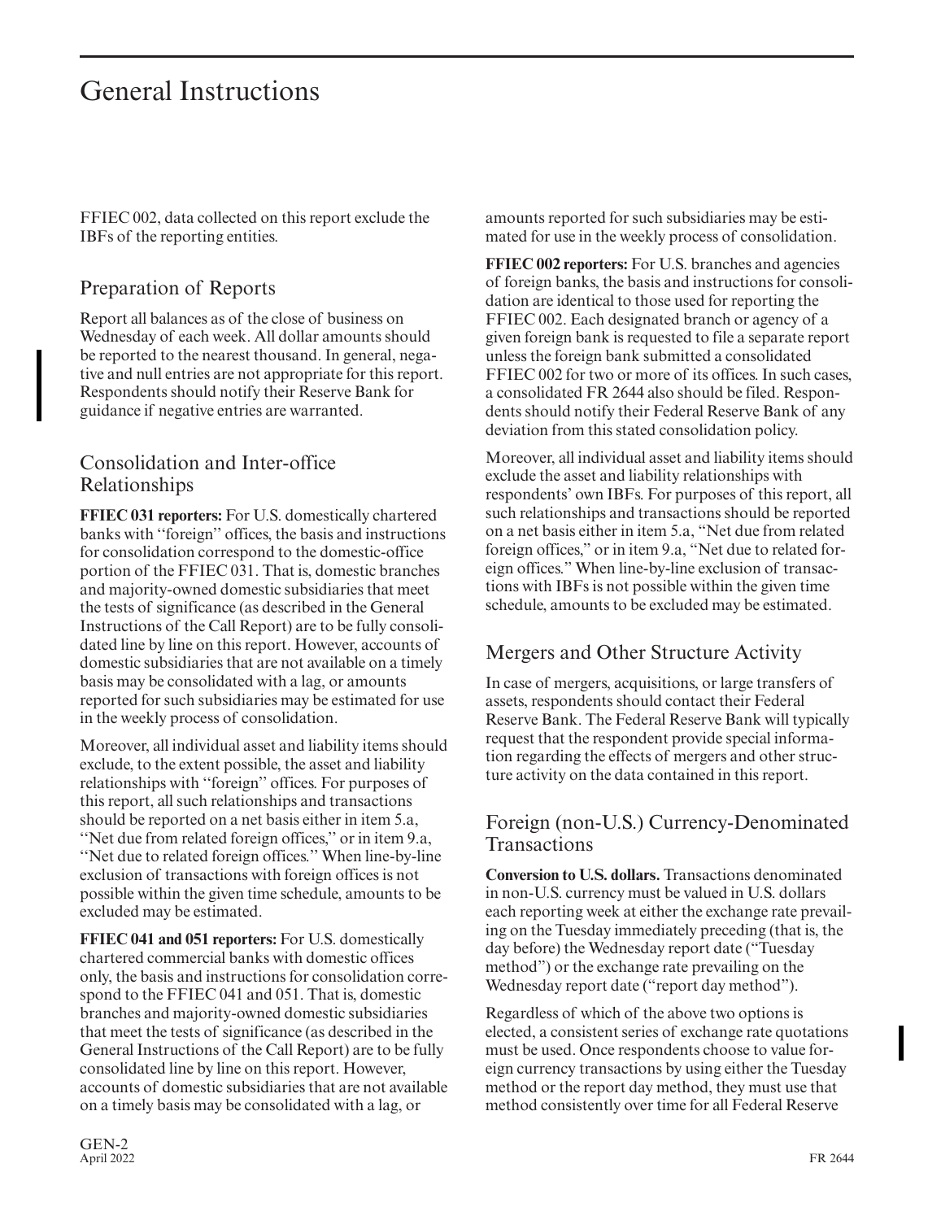FFIEC 002, data collected on this report exclude the IBFs of the reporting entities.

## Preparation of Reports

Report all balances as of the close of business on Wednesday of each week. All dollar amounts should be reported to the nearest thousand. In general, negative and null entries are not appropriate for this report. Respondents should notify their Reserve Bank for guidance if negative entries are warranted.

## Consolidation and Inter-office Relationships

**FFIEC 031 reporters:** For U.S. domestically chartered banks with ''foreign'' offices, the basis and instructions for consolidation correspond to the domestic-office portion of the FFIEC 031. That is, domestic branches and majority-owned domestic subsidiaries that meet the tests of significance (as described in the General Instructions of the Call Report) are to be fully consolidated line by line on this report. However, accounts of domestic subsidiaries that are not available on a timely basis may be consolidated with a lag, or amounts reported for such subsidiaries may be estimated for use in the weekly process of consolidation.

Moreover, all individual asset and liability items should exclude, to the extent possible, the asset and liability relationships with ''foreign'' offices. For purposes of this report, all such relationships and transactions should be reported on a net basis either in item 5.a, ''Net due from related foreign offices,'' or in item 9.a, ''Net due to related foreign offices.'' When line-by-line exclusion of transactions with foreign offices is not possible within the given time schedule, amounts to be excluded may be estimated.

**FFIEC 041 and 051 reporters:** For U.S. domestically chartered commercial banks with domestic offices only, the basis and instructions for consolidation correspond to the FFIEC 041 and 051. That is, domestic branches and majority-owned domestic subsidiaries that meet the tests of significance (as described in the General Instructions of the Call Report) are to be fully consolidated line by line on this report. However, accounts of domestic subsidiaries that are not available on a timely basis may be consolidated with a lag, or amounts reported for such subsidiaries may be estimated for use in the weekly process of consolidation.

**FFIEC 002 reporters:** For U.S. branches and agencies of foreign banks, the basis and instructions for consolidation are identical to those used for reporting the FFIEC 002. Each designated branch or agency of a given foreign bank is requested to file a separate report unless the foreign bank submitted a consolidated FFIEC 002 for two or more of its offices. In such cases, a consolidated FR 2644 also should be filed. Respondents should notify their Federal Reserve Bank of any deviation from this stated consolidation policy.

Moreover, all individual asset and liability items should exclude the asset and liability relationships with respondents' own IBFs. For purposes of this report, all such relationships and transactions should be reported on a net basis either in item 5.a, "Net due from related foreign offices," or in item 9.a, "Net due to related foreign offices." When line-by-line exclusion of transactions with IBFs is not possible within the given time schedule, amounts to be excluded may be estimated.

## Mergers and Other Structure Activity

In case of mergers, acquisitions, or large transfers of assets, respondents should contact their Federal Reserve Bank. The Federal Reserve Bank will typically request that the respondent provide special information regarding the effects of mergers and other structure activity on the data contained in this report.

## Foreign (non-U.S.) Currency-Denominated Transactions

**Conversion to U.S. dollars.** Transactions denominated in non-U.S. currency must be valued in U.S. dollars each reporting week at either the exchange rate prevailing on the Tuesday immediately preceding (that is, the day before) the Wednesday report date ("Tuesday method") or the exchange rate prevailing on the Wednesday report date ("report day method").

Regardless of which of the above two options is elected, a consistent series of exchange rate quotations must be used. Once respondents choose to value foreign currency transactions by using either the Tuesday method or the report day method, they must use that method consistently over time for all Federal Reserve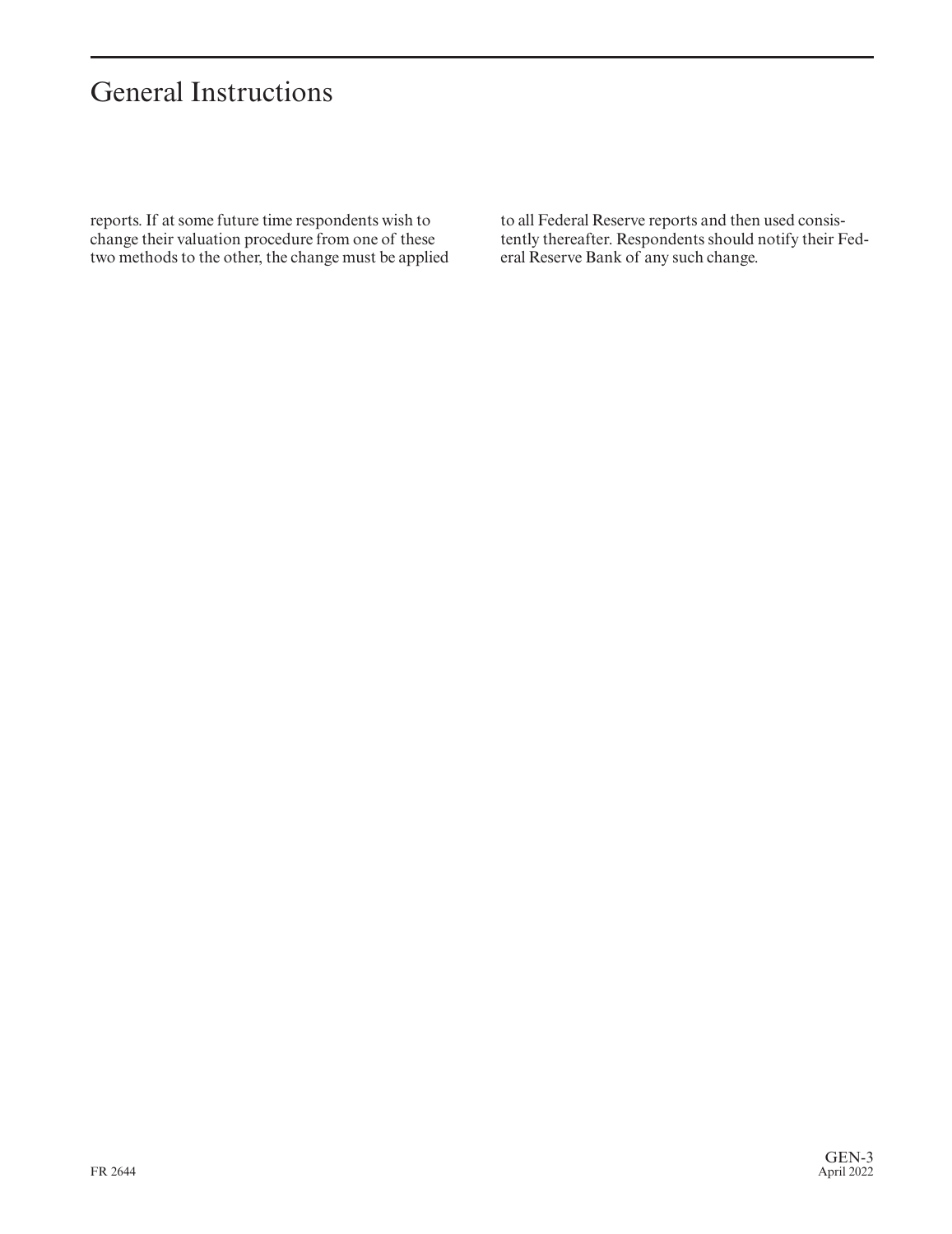reports. If at some future time respondents wish to change their valuation procedure from one of these two methods to the other, the change must be applied to all Federal Reserve reports and then used consistently thereafter. Respondents should notify their Federal Reserve Bank of any such change.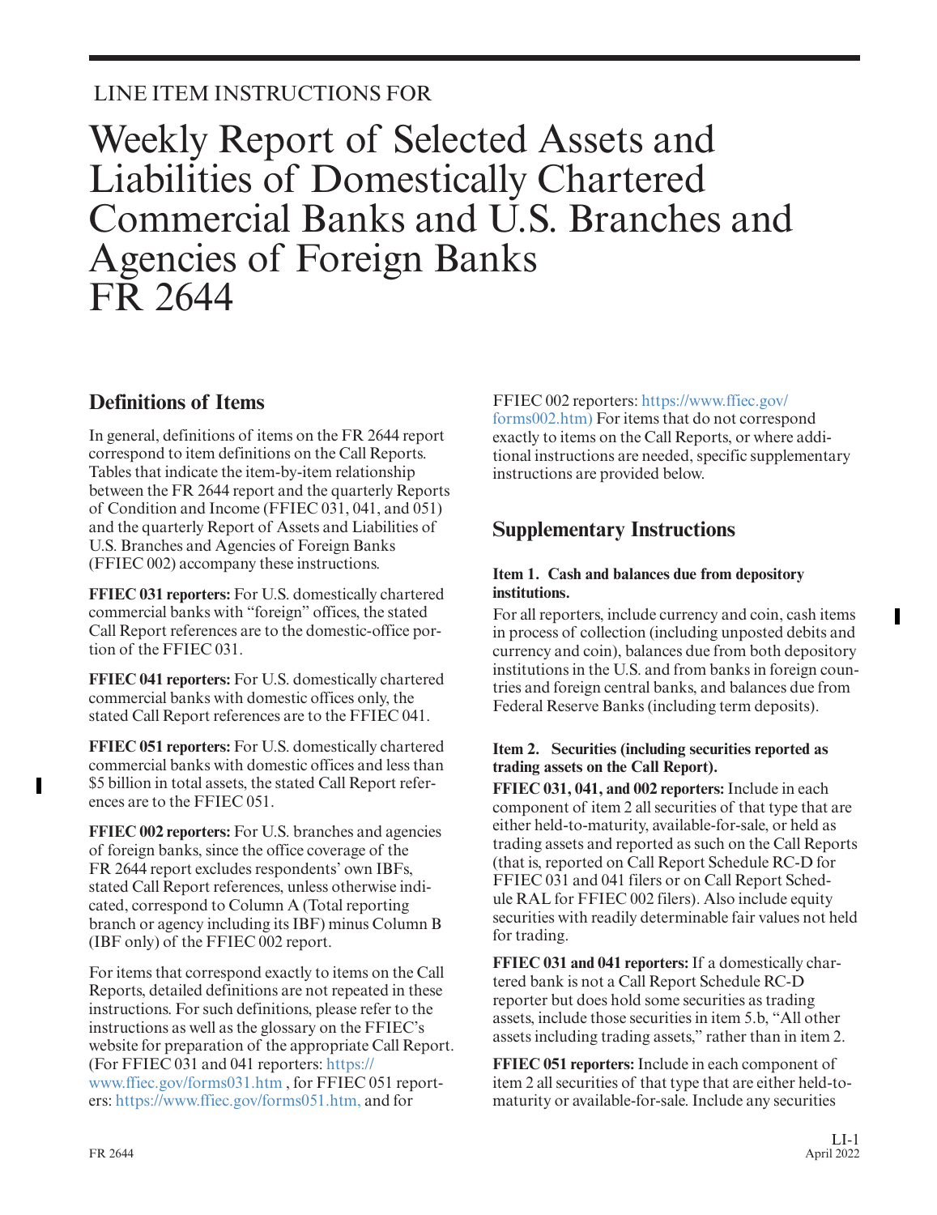LINE ITEM INSTRUCTIONS FOR

# Weekly Report of Selected Assets and Liabilities of Domestically Chartered Commercial Banks and U.S. Branches and Agencies of Foreign Banks FR 2644

## Definitions of Items

In general, definitions of items on the FR 2644 report correspond to item definitions on the Call Reports. Tables that indicate the item-by-item relationship between the FR 2644 report and the quarterly Reports of Condition and Income (FFIEC 031, 041, and 051) and the quarterly Report of Assets and Liabilities of U.S. Branches and Agencies of Foreign Banks (FFIEC 002) accompany these instructions.

**FFIEC 031 reporters:** For U.S. domestically chartered commercial banks with "foreign" offices, the stated Call Report references are to the domestic-office portion of the FFIEC 031.

**FFIEC 041 reporters:** For U.S. domestically chartered commercial banks with domestic offices only, the stated Call Report references are to the FFIEC 041.

**FFIEC 051 reporters:** For U.S. domestically chartered commercial banks with domestic offices and less than $5 billion in total assets, the stated Call Report references are to the FFIEC 051.

**FFIEC 002 reporters:** For U.S. branches and agencies of foreign banks, since the office coverage of the FR 2644 report excludes respondents' own IBFs, stated Call Report references, unless otherwise indicated, correspond to Column A (Total reporting branch or agency including its IBF) minus Column B (IBF only) of the FFIEC 002 report.

For items that correspond exactly to items on the Call Reports, detailed definitions are not repeated in these instructions. For such definitions, please refer to the instructions as well as the glossary on the FFIEC's website for preparation of the appropriate Call Report. (For FFIEC 031 and 041 reporters: https://www.ffiec.gov/forms031.htm , for FFIEC 051 reporters: https://www.ffiec.gov/forms051.htm, and for FFIEC 002 reporters: https://www.ffiec.gov/forms002.htm) For items that do not correspond exactly to items on the Call Reports, or where additional instructions are needed, specific supplementary instructions are provided below.

## Supplementary Instructions

#### Item 1. Cash and balances due from depository institutions.

For all reporters, include currency and coin, cash items in process of collection (including unposted debits and currency and coin), balances due from both depository institutions in the U.S. and from banks in foreign countries and foreign central banks, and balances due from Federal Reserve Banks (including term deposits).

#### Item 2. Securities (including securities reported as trading assets on the Call Report).

**FFIEC 031, 041, and 002 reporters:** Include in each component of item 2 all securities of that type that are either held-to-maturity, available-for-sale, or held as trading assets and reported as such on the Call Reports (that is, reported on Call Report Schedule RC-D for FFIEC 031 and 041 filers or on Call Report Schedule RAL for FFIEC 002 filers). Also include equity securities with readily determinable fair values not held for trading.

**FFIEC 031 and 041 reporters:** If a domestically chartered bank is not a Call Report Schedule RC-D reporter but does hold some securities as trading assets, include those securities in item 5.b, "All other assets including trading assets," rather than in item 2.

**FFIEC 051 reporters:** Include in each component of item 2 all securities of that type that are either held-to-maturity or available-for-sale. Include any securities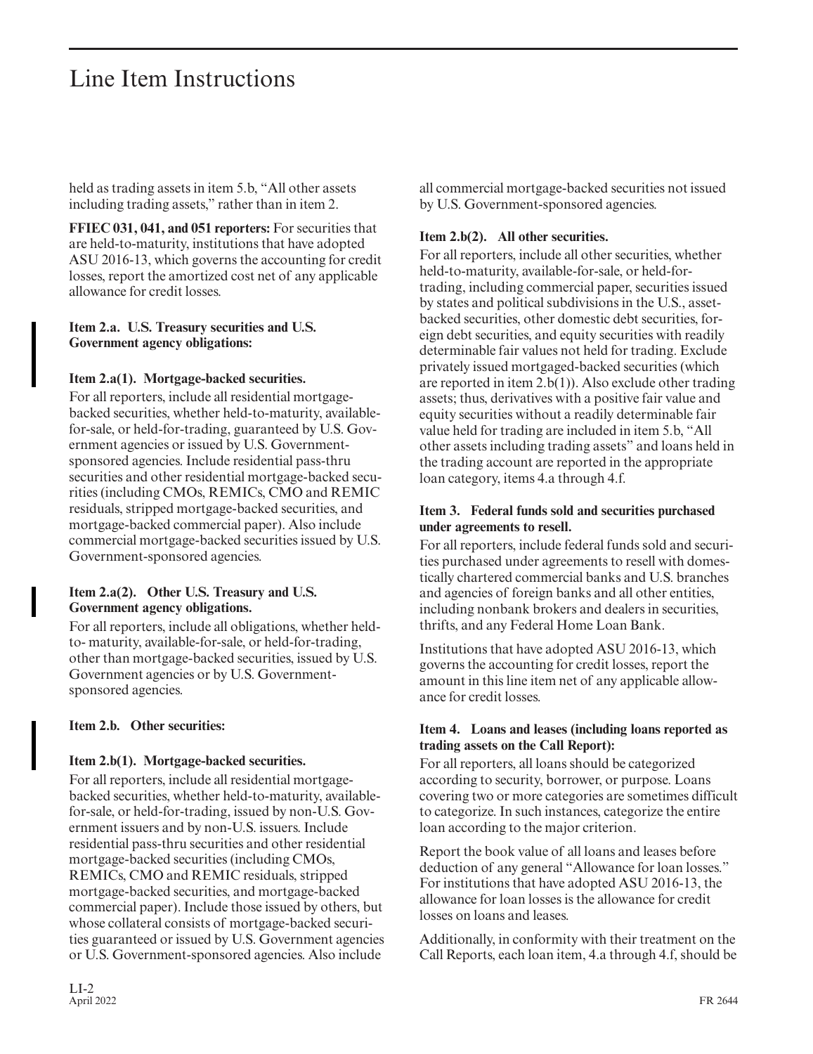# Line Item Instructions

held as trading assets in item 5.b, "All other assets including trading assets," rather than in item 2.

**FFIEC 031, 041, and 051 reporters:** For securities that are held-to-maturity, institutions that have adopted ASU 2016-13, which governs the accounting for credit losses, report the amortized cost net of any applicable allowance for credit losses.

**Item 2.a. U.S. Treasury securities and U.S. Government agency obligations:**

**Item 2.a(1). Mortgage-backed securities.**

For all reporters, include all residential mortgage-backed securities, whether held-to-maturity, available-for-sale, or held-for-trading, guaranteed by U.S. Government agencies or issued by U.S. Government-sponsored agencies. Include residential pass-thru securities and other residential mortgage-backed securities (including CMOs, REMICs, CMO and REMIC residuals, stripped mortgage-backed securities, and mortgage-backed commercial paper). Also include commercial mortgage-backed securities issued by U.S. Government-sponsored agencies.

**Item 2.a(2). Other U.S. Treasury and U.S. Government agency obligations.**

For all reporters, include all obligations, whether held-to- maturity, available-for-sale, or held-for-trading, other than mortgage-backed securities, issued by U.S. Government agencies or by U.S. Government-sponsored agencies.

**Item 2.b. Other securities:**

**Item 2.b(1). Mortgage-backed securities.**

For all reporters, include all residential mortgage-backed securities, whether held-to-maturity, available-for-sale, or held-for-trading, issued by non-U.S. Government issuers and by non-U.S. issuers. Include residential pass-thru securities and other residential mortgage-backed securities (including CMOs, REMICs, CMO and REMIC residuals, stripped mortgage-backed securities, and mortgage-backed commercial paper). Include those issued by others, but whose collateral consists of mortgage-backed securities guaranteed or issued by U.S. Government agencies or U.S. Government-sponsored agencies. Also include all commercial mortgage-backed securities not issued by U.S. Government-sponsored agencies.

**Item 2.b(2). All other securities.**

For all reporters, include all other securities, whether held-to-maturity, available-for-sale, or held-for-trading, including commercial paper, securities issued by states and political subdivisions in the U.S., asset-backed securities, other domestic debt securities, foreign debt securities, and equity securities with readily determinable fair values not held for trading. Exclude privately issued mortgaged-backed securities (which are reported in item 2.b(1)). Also exclude other trading assets; thus, derivatives with a positive fair value and equity securities without a readily determinable fair value held for trading are included in item 5.b, "All other assets including trading assets" and loans held in the trading account are reported in the appropriate loan category, items 4.a through 4.f.

**Item 3. Federal funds sold and securities purchased under agreements to resell.**

For all reporters, include federal funds sold and securities purchased under agreements to resell with domestically chartered commercial banks and U.S. branches and agencies of foreign banks and all other entities, including nonbank brokers and dealers in securities, thrifts, and any Federal Home Loan Bank.

Institutions that have adopted ASU 2016-13, which governs the accounting for credit losses, report the amount in this line item net of any applicable allowance for credit losses.

**Item 4. Loans and leases (including loans reported as trading assets on the Call Report):**

For all reporters, all loans should be categorized according to security, borrower, or purpose. Loans covering two or more categories are sometimes difficult to categorize. In such instances, categorize the entire loan according to the major criterion.

Report the book value of all loans and leases before deduction of any general "Allowance for loan losses." For institutions that have adopted ASU 2016-13, the allowance for loan losses is the allowance for credit losses on loans and leases.

Additionally, in conformity with their treatment on the Call Reports, each loan item, 4.a through 4.f, should be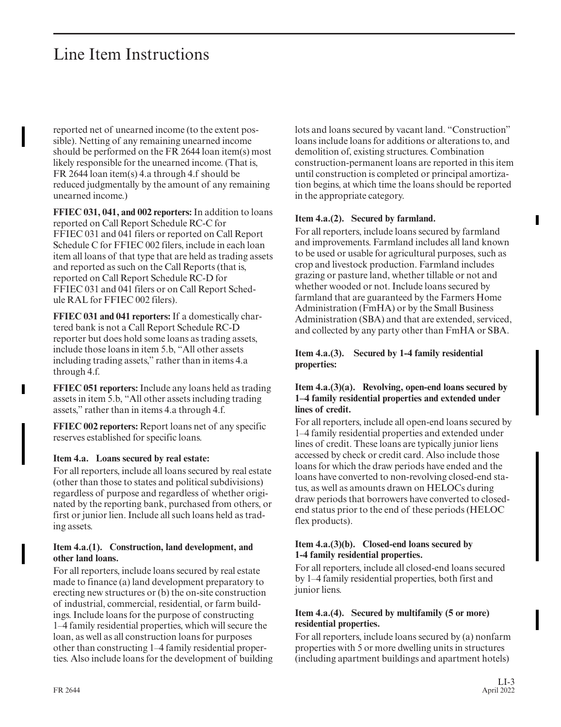reported net of unearned income (to the extent possible). Netting of any remaining unearned income should be performed on the FR 2644 loan item(s) most likely responsible for the unearned income. (That is, FR 2644 loan item(s) 4.a through 4.f should be reduced judgmentally by the amount of any remaining unearned income.)

**FFIEC 031, 041, and 002 reporters:** In addition to loans reported on Call Report Schedule RC-C for FFIEC 031 and 041 filers or reported on Call Report Schedule C for FFIEC 002 filers, include in each loan item all loans of that type that are held as trading assets and reported as such on the Call Reports (that is, reported on Call Report Schedule RC-D for FFIEC 031 and 041 filers or on Call Report Schedule RAL for FFIEC 002 filers).

**FFIEC 031 and 041 reporters:** If a domestically chartered bank is not a Call Report Schedule RC-D reporter but does hold some loans as trading assets, include those loans in item 5.b, "All other assets including trading assets," rather than in items 4.a through 4.f.

**FFIEC 051 reporters:** Include any loans held as trading assets in item 5.b, "All other assets including trading assets," rather than in items 4.a through 4.f.

**FFIEC 002 reporters:** Report loans net of any specific reserves established for specific loans.

#### Item 4.a. Loans secured by real estate:

For all reporters, include all loans secured by real estate (other than those to states and political subdivisions) regardless of purpose and regardless of whether originated by the reporting bank, purchased from others, or first or junior lien. Include all such loans held as trading assets.

#### Item 4.a.(1). Construction, land development, and other land loans.

For all reporters, include loans secured by real estate made to finance (a) land development preparatory to erecting new structures or (b) the on-site construction of industrial, commercial, residential, or farm buildings. Include loans for the purpose of constructing 1–4 family residential properties, which will secure the loan, as well as all construction loans for purposes other than constructing 1–4 family residential properties. Also include loans for the development of building lots and loans secured by vacant land. "Construction" loans include loans for additions or alterations to, and demolition of, existing structures. Combination construction-permanent loans are reported in this item until construction is completed or principal amortization begins, at which time the loans should be reported in the appropriate category.

#### Item 4.a.(2). Secured by farmland.

For all reporters, include loans secured by farmland and improvements. Farmland includes all land known to be used or usable for agricultural purposes, such as crop and livestock production. Farmland includes grazing or pasture land, whether tillable or not and whether wooded or not. Include loans secured by farmland that are guaranteed by the Farmers Home Administration (FmHA) or by the Small Business Administration (SBA) and that are extended, serviced, and collected by any party other than FmHA or SBA.

#### Item 4.a.(3). Secured by 1-4 family residential properties:

#### Item 4.a.(3)(a). Revolving, open-end loans secured by 1–4 family residential properties and extended under lines of credit.

For all reporters, include all open-end loans secured by 1–4 family residential properties and extended under lines of credit. These loans are typically junior liens accessed by check or credit card. Also include those loans for which the draw periods have ended and the loans have converted to non-revolving closed-end status, as well as amounts drawn on HELOCs during draw periods that borrowers have converted to closed-end status prior to the end of these periods (HELOC flex products).

#### Item 4.a.(3)(b). Closed-end loans secured by 1-4 family residential properties.

For all reporters, include all closed-end loans secured by 1–4 family residential properties, both first and junior liens.

#### Item 4.a.(4). Secured by multifamily (5 or more) residential properties.

For all reporters, include loans secured by (a) nonfarm properties with 5 or more dwelling units in structures (including apartment buildings and apartment hotels)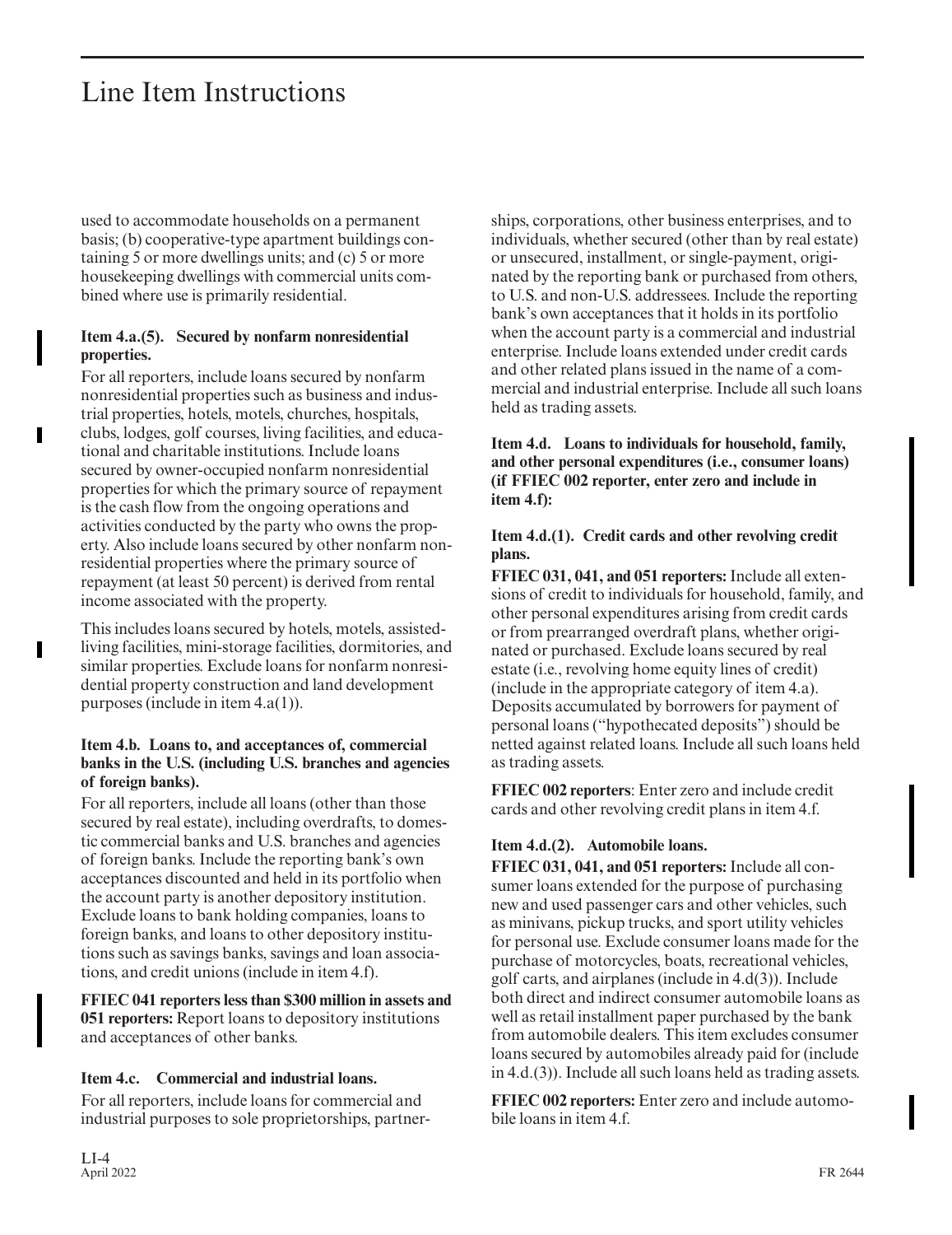# Line Item Instructions

used to accommodate households on a permanent basis; (b) cooperative-type apartment buildings containing 5 or more dwellings units; and (c) 5 or more housekeeping dwellings with commercial units combined where use is primarily residential.

**Item 4.a.(5). Secured by nonfarm nonresidential properties.**

For all reporters, include loans secured by nonfarm nonresidential properties such as business and industrial properties, hotels, motels, churches, hospitals, clubs, lodges, golf courses, living facilities, and educational and charitable institutions. Include loans secured by owner-occupied nonfarm nonresidential properties for which the primary source of repayment is the cash flow from the ongoing operations and activities conducted by the party who owns the property. Also include loans secured by other nonfarm nonresidential properties where the primary source of repayment (at least 50 percent) is derived from rental income associated with the property.

This includes loans secured by hotels, motels, assisted-living facilities, mini-storage facilities, dormitories, and similar properties. Exclude loans for nonfarm nonresidential property construction and land development purposes (include in item 4.a(1)).

**Item 4.b. Loans to, and acceptances of, commercial banks in the U.S. (including U.S. branches and agencies of foreign banks).**

For all reporters, include all loans (other than those secured by real estate), including overdrafts, to domestic commercial banks and U.S. branches and agencies of foreign banks. Include the reporting bank's own acceptances discounted and held in its portfolio when the account party is another depository institution. Exclude loans to bank holding companies, loans to foreign banks, and loans to other depository institutions such as savings banks, savings and loan associations, and credit unions (include in item 4.f).

**FFIEC 041 reporters less than $300 million in assets and 051 reporters:** Report loans to depository institutions and acceptances of other banks.

**Item 4.c. Commercial and industrial loans.**

For all reporters, include loans for commercial and industrial purposes to sole proprietorships, partnerships, corporations, other business enterprises, and to individuals, whether secured (other than by real estate) or unsecured, installment, or single-payment, originated by the reporting bank or purchased from others, to U.S. and non-U.S. addressees. Include the reporting bank's own acceptances that it holds in its portfolio when the account party is a commercial and industrial enterprise. Include loans extended under credit cards and other related plans issued in the name of a commercial and industrial enterprise. Include all such loans held as trading assets.

**Item 4.d. Loans to individuals for household, family, and other personal expenditures (i.e., consumer loans) (if FFIEC 002 reporter, enter zero and include in item 4.f):**

**Item 4.d.(1). Credit cards and other revolving credit plans.**

**FFIEC 031, 041, and 051 reporters:** Include all extensions of credit to individuals for household, family, and other personal expenditures arising from credit cards or from prearranged overdraft plans, whether originated or purchased. Exclude loans secured by real estate (i.e., revolving home equity lines of credit) (include in the appropriate category of item 4.a). Deposits accumulated by borrowers for payment of personal loans ("hypothecated deposits") should be netted against related loans. Include all such loans held as trading assets.

**FFIEC 002 reporters**: Enter zero and include credit cards and other revolving credit plans in item 4.f.

**Item 4.d.(2). Automobile loans.**

**FFIEC 031, 041, and 051 reporters:** Include all consumer loans extended for the purpose of purchasing new and used passenger cars and other vehicles, such as minivans, pickup trucks, and sport utility vehicles for personal use. Exclude consumer loans made for the purchase of motorcycles, boats, recreational vehicles, golf carts, and airplanes (include in 4.d(3)). Include both direct and indirect consumer automobile loans as well as retail installment paper purchased by the bank from automobile dealers. This item excludes consumer loans secured by automobiles already paid for (include in 4.d.(3)). Include all such loans held as trading assets.

**FFIEC 002 reporters:** Enter zero and include automobile loans in item 4.f.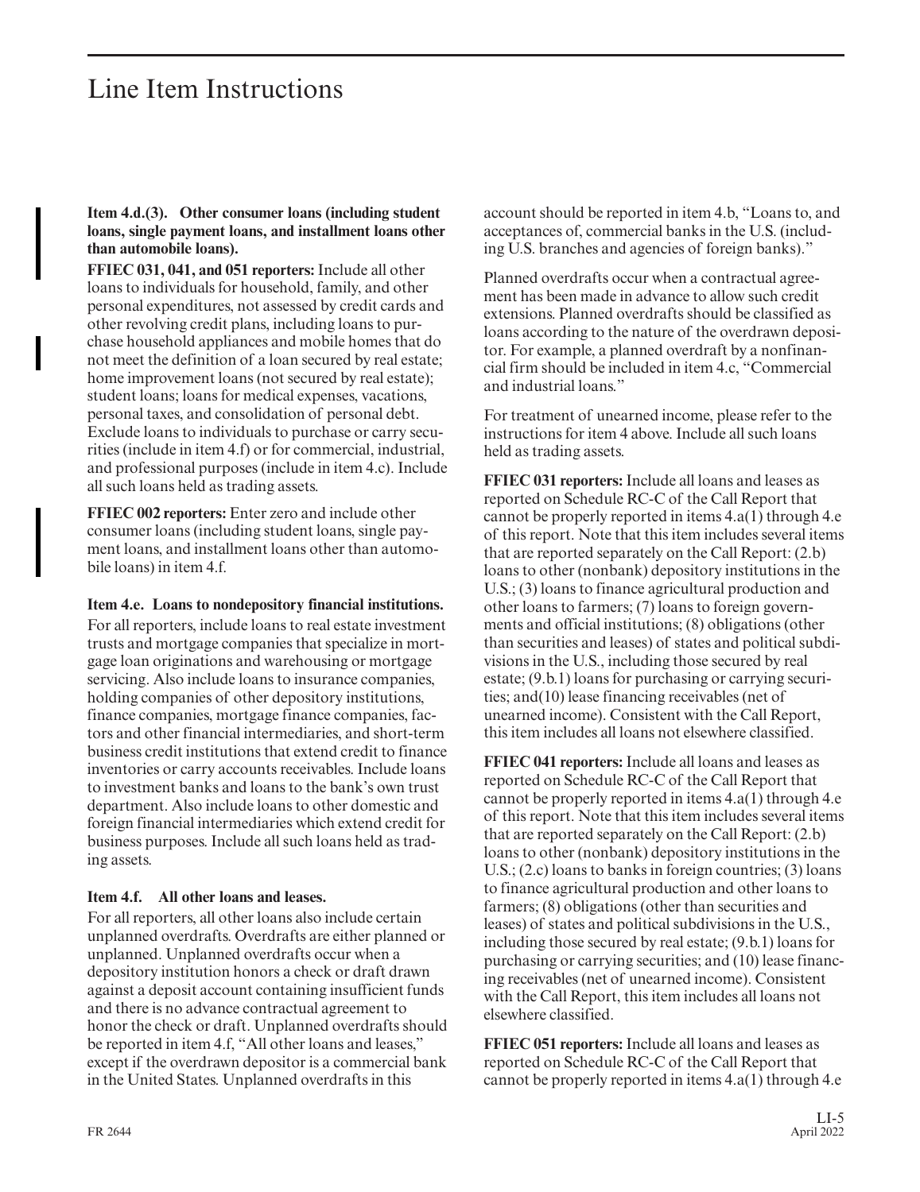# Line Item Instructions

**Item 4.d.(3). Other consumer loans (including student loans, single payment loans, and installment loans other than automobile loans).**

**FFIEC 031, 041, and 051 reporters:** Include all other loans to individuals for household, family, and other personal expenditures, not assessed by credit cards and other revolving credit plans, including loans to purchase household appliances and mobile homes that do not meet the definition of a loan secured by real estate; home improvement loans (not secured by real estate); student loans; loans for medical expenses, vacations, personal taxes, and consolidation of personal debt. Exclude loans to individuals to purchase or carry securities (include in item 4.f) or for commercial, industrial, and professional purposes (include in item 4.c). Include all such loans held as trading assets.

**FFIEC 002 reporters:** Enter zero and include other consumer loans (including student loans, single payment loans, and installment loans other than automobile loans) in item 4.f.

**Item 4.e. Loans to nondepository financial institutions.**

For all reporters, include loans to real estate investment trusts and mortgage companies that specialize in mortgage loan originations and warehousing or mortgage servicing. Also include loans to insurance companies, holding companies of other depository institutions, finance companies, mortgage finance companies, factors and other financial intermediaries, and short-term business credit institutions that extend credit to finance inventories or carry accounts receivables. Include loans to investment banks and loans to the bank's own trust department. Also include loans to other domestic and foreign financial intermediaries which extend credit for business purposes. Include all such loans held as trading assets.

**Item 4.f. All other loans and leases.**

For all reporters, all other loans also include certain unplanned overdrafts. Overdrafts are either planned or unplanned. Unplanned overdrafts occur when a depository institution honors a check or draft drawn against a deposit account containing insufficient funds and there is no advance contractual agreement to honor the check or draft. Unplanned overdrafts should be reported in item 4.f, "All other loans and leases," except if the overdrawn depositor is a commercial bank in the United States. Unplanned overdrafts in this account should be reported in item 4.b, "Loans to, and acceptances of, commercial banks in the U.S. (including U.S. branches and agencies of foreign banks)."

Planned overdrafts occur when a contractual agreement has been made in advance to allow such credit extensions. Planned overdrafts should be classified as loans according to the nature of the overdrawn depositor. For example, a planned overdraft by a nonfinancial firm should be included in item 4.c, "Commercial and industrial loans."

For treatment of unearned income, please refer to the instructions for item 4 above. Include all such loans held as trading assets.

**FFIEC 031 reporters:** Include all loans and leases as reported on Schedule RC-C of the Call Report that cannot be properly reported in items 4.a(1) through 4.e of this report. Note that this item includes several items that are reported separately on the Call Report: (2.b) loans to other (nonbank) depository institutions in the U.S.; (3) loans to finance agricultural production and other loans to farmers; (7) loans to foreign governments and official institutions; (8) obligations (other than securities and leases) of states and political subdivisions in the U.S., including those secured by real estate; (9.b.1) loans for purchasing or carrying securities; and(10) lease financing receivables (net of unearned income). Consistent with the Call Report, this item includes all loans not elsewhere classified.

**FFIEC 041 reporters:** Include all loans and leases as reported on Schedule RC-C of the Call Report that cannot be properly reported in items 4.a(1) through 4.e of this report. Note that this item includes several items that are reported separately on the Call Report: (2.b) loans to other (nonbank) depository institutions in the U.S.; (2.c) loans to banks in foreign countries; (3) loans to finance agricultural production and other loans to farmers; (8) obligations (other than securities and leases) of states and political subdivisions in the U.S., including those secured by real estate; (9.b.1) loans for purchasing or carrying securities; and (10) lease financing receivables (net of unearned income). Consistent with the Call Report, this item includes all loans not elsewhere classified.

**FFIEC 051 reporters:** Include all loans and leases as reported on Schedule RC-C of the Call Report that cannot be properly reported in items 4.a(1) through 4.e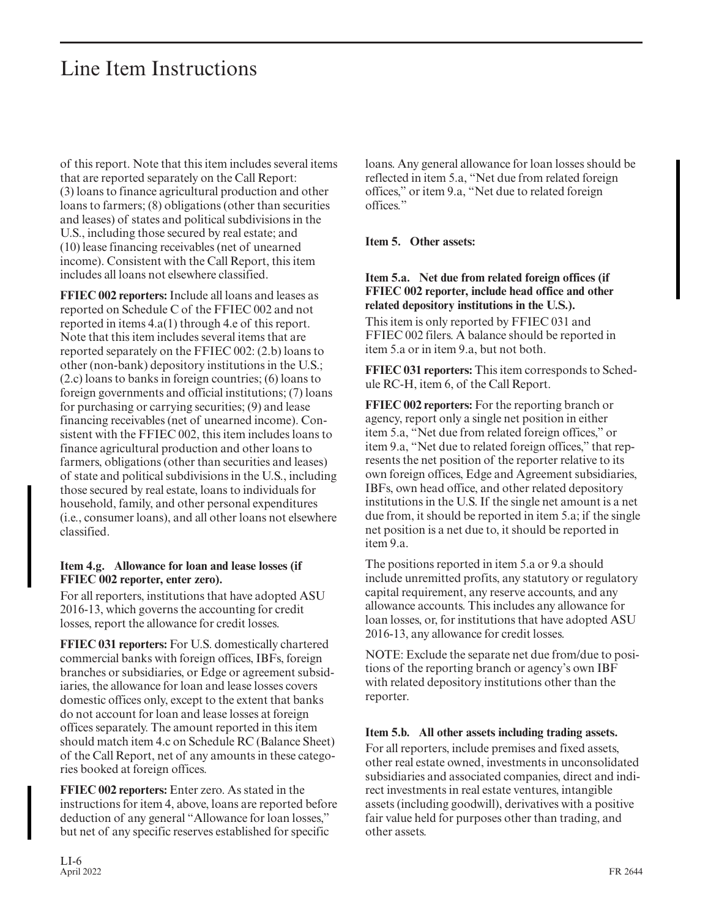of this report. Note that this item includes several items that are reported separately on the Call Report: (3) loans to finance agricultural production and other loans to farmers; (8) obligations (other than securities and leases) of states and political subdivisions in the U.S., including those secured by real estate; and (10) lease financing receivables (net of unearned income). Consistent with the Call Report, this item includes all loans not elsewhere classified.

**FFIEC 002 reporters:** Include all loans and leases as reported on Schedule C of the FFIEC 002 and not reported in items 4.a(1) through 4.e of this report. Note that this item includes several items that are reported separately on the FFIEC 002: (2.b) loans to other (non-bank) depository institutions in the U.S.; (2.c) loans to banks in foreign countries; (6) loans to foreign governments and official institutions; (7) loans for purchasing or carrying securities; (9) and lease financing receivables (net of unearned income). Consistent with the FFIEC 002, this item includes loans to finance agricultural production and other loans to farmers, obligations (other than securities and leases) of state and political subdivisions in the U.S., including those secured by real estate, loans to individuals for household, family, and other personal expenditures (i.e., consumer loans), and all other loans not elsewhere classified.

**Item 4.g. Allowance for loan and lease losses (if FFIEC 002 reporter, enter zero).**

For all reporters, institutions that have adopted ASU 2016-13, which governs the accounting for credit losses, report the allowance for credit losses.

**FFIEC 031 reporters:** For U.S. domestically chartered commercial banks with foreign offices, IBFs, foreign branches or subsidiaries, or Edge or agreement subsidiaries, the allowance for loan and lease losses covers domestic offices only, except to the extent that banks do not account for loan and lease losses at foreign offices separately. The amount reported in this item should match item 4.c on Schedule RC (Balance Sheet) of the Call Report, net of any amounts in these categories booked at foreign offices.

**FFIEC 002 reporters:** Enter zero. As stated in the instructions for item 4, above, loans are reported before deduction of any general "Allowance for loan losses," but net of any specific reserves established for specific loans. Any general allowance for loan losses should be reflected in item 5.a, "Net due from related foreign offices," or item 9.a, "Net due to related foreign offices."

**Item 5. Other assets:**

**Item 5.a. Net due from related foreign offices (if FFIEC 002 reporter, include head office and other related depository institutions in the U.S.).**

This item is only reported by FFIEC 031 and FFIEC 002 filers. A balance should be reported in item 5.a or in item 9.a, but not both.

**FFIEC 031 reporters:** This item corresponds to Schedule RC-H, item 6, of the Call Report.

**FFIEC 002 reporters:** For the reporting branch or agency, report only a single net position in either item 5.a, "Net due from related foreign offices," or item 9.a, "Net due to related foreign offices," that represents the net position of the reporter relative to its own foreign offices, Edge and Agreement subsidiaries, IBFs, own head office, and other related depository institutions in the U.S. If the single net amount is a net due from, it should be reported in item 5.a; if the single net position is a net due to, it should be reported in item 9.a.

The positions reported in item 5.a or 9.a should include unremitted profits, any statutory or regulatory capital requirement, any reserve accounts, and any allowance accounts. This includes any allowance for loan losses, or, for institutions that have adopted ASU 2016-13, any allowance for credit losses.

NOTE: Exclude the separate net due from/due to positions of the reporting branch or agency's own IBF with related depository institutions other than the reporter.

**Item 5.b. All other assets including trading assets.**

For all reporters, include premises and fixed assets, other real estate owned, investments in unconsolidated subsidiaries and associated companies, direct and indirect investments in real estate ventures, intangible assets (including goodwill), derivatives with a positive fair value held for purposes other than trading, and other assets.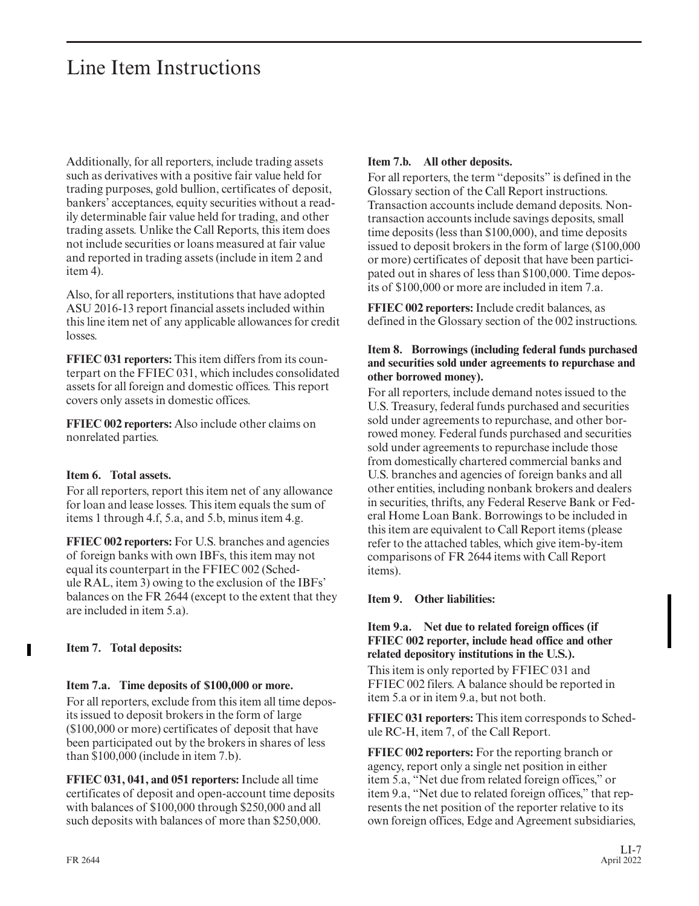# Line Item Instructions

Additionally, for all reporters, include trading assets such as derivatives with a positive fair value held for trading purposes, gold bullion, certificates of deposit, bankers' acceptances, equity securities without a readily determinable fair value held for trading, and other trading assets. Unlike the Call Reports, this item does not include securities or loans measured at fair value and reported in trading assets (include in item 2 and item 4).

Also, for all reporters, institutions that have adopted ASU 2016-13 report financial assets included within this line item net of any applicable allowances for credit losses.

**FFIEC 031 reporters:** This item differs from its counterpart on the FFIEC 031, which includes consolidated assets for all foreign and domestic offices. This report covers only assets in domestic offices.

**FFIEC 002 reporters:** Also include other claims on nonrelated parties.

**Item 6. Total assets.**

For all reporters, report this item net of any allowance for loan and lease losses. This item equals the sum of items 1 through 4.f, 5.a, and 5.b, minus item 4.g.

**FFIEC 002 reporters:** For U.S. branches and agencies of foreign banks with own IBFs, this item may not equal its counterpart in the FFIEC 002 (Schedule RAL, item 3) owing to the exclusion of the IBFs' balances on the FR 2644 (except to the extent that they are included in item 5.a).

**Item 7. Total deposits:**

**Item 7.a. Time deposits of $100,000 or more.**

For all reporters, exclude from this item all time deposits issued to deposit brokers in the form of large ($100,000 or more) certificates of deposit that have been participated out by the brokers in shares of less than $100,000 (include in item 7.b).

**FFIEC 031, 041, and 051 reporters:** Include all time certificates of deposit and open-account time deposits with balances of $100,000 through $250,000 and all such deposits with balances of more than $250,000.

**Item 7.b. All other deposits.**

For all reporters, the term "deposits" is defined in the Glossary section of the Call Report instructions. Transaction accounts include demand deposits. Nontransaction accounts include savings deposits, small time deposits (less than $100,000), and time deposits issued to deposit brokers in the form of large ($100,000 or more) certificates of deposit that have been participated out in shares of less than $100,000. Time deposits of $100,000 or more are included in item 7.a.

**FFIEC 002 reporters:** Include credit balances, as defined in the Glossary section of the 002 instructions.

**Item 8. Borrowings (including federal funds purchased and securities sold under agreements to repurchase and other borrowed money).**

For all reporters, include demand notes issued to the U.S. Treasury, federal funds purchased and securities sold under agreements to repurchase, and other borrowed money. Federal funds purchased and securities sold under agreements to repurchase include those from domestically chartered commercial banks and U.S. branches and agencies of foreign banks and all other entities, including nonbank brokers and dealers in securities, thrifts, any Federal Reserve Bank or Federal Home Loan Bank. Borrowings to be included in this item are equivalent to Call Report items (please refer to the attached tables, which give item-by-item comparisons of FR 2644 items with Call Report items).

**Item 9. Other liabilities:**

**Item 9.a. Net due to related foreign offices (if FFIEC 002 reporter, include head office and other related depository institutions in the U.S.).**

This item is only reported by FFIEC 031 and FFIEC 002 filers. A balance should be reported in item 5.a or in item 9.a, but not both.

**FFIEC 031 reporters:** This item corresponds to Schedule RC-H, item 7, of the Call Report.

**FFIEC 002 reporters:** For the reporting branch or agency, report only a single net position in either item 5.a, "Net due from related foreign offices," or item 9.a, "Net due to related foreign offices," that represents the net position of the reporter relative to its own foreign offices, Edge and Agreement subsidiaries,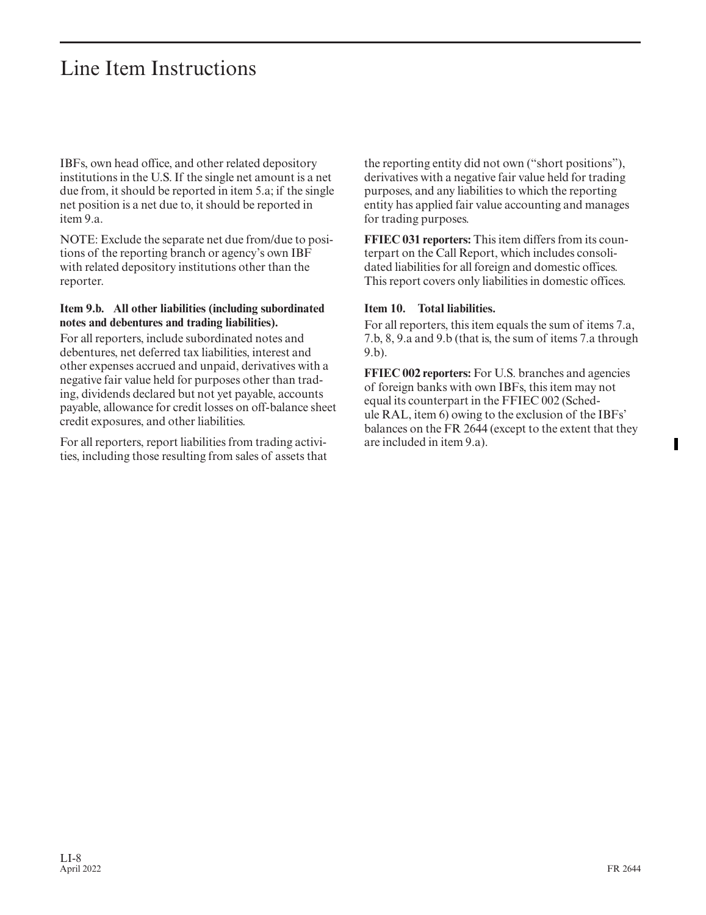IBFs, own head office, and other related depository institutions in the U.S. If the single net amount is a net due from, it should be reported in item 5.a; if the single net position is a net due to, it should be reported in item 9.a.

NOTE: Exclude the separate net due from/due to positions of the reporting branch or agency's own IBF with related depository institutions other than the reporter.

**Item 9.b. All other liabilities (including subordinated notes and debentures and trading liabilities).**

For all reporters, include subordinated notes and debentures, net deferred tax liabilities, interest and other expenses accrued and unpaid, derivatives with a negative fair value held for purposes other than trading, dividends declared but not yet payable, accounts payable, allowance for credit losses on off-balance sheet credit exposures, and other liabilities.

For all reporters, report liabilities from trading activities, including those resulting from sales of assets that the reporting entity did not own ("short positions"), derivatives with a negative fair value held for trading purposes, and any liabilities to which the reporting entity has applied fair value accounting and manages for trading purposes.

**FFIEC 031 reporters:** This item differs from its counterpart on the Call Report, which includes consolidated liabilities for all foreign and domestic offices. This report covers only liabilities in domestic offices.

**Item 10. Total liabilities.**

For all reporters, this item equals the sum of items 7.a, 7.b, 8, 9.a and 9.b (that is, the sum of items 7.a through 9.b).

**FFIEC 002 reporters:** For U.S. branches and agencies of foreign banks with own IBFs, this item may not equal its counterpart in the FFIEC 002 (Schedule RAL, item 6) owing to the exclusion of the IBFs' balances on the FR 2644 (except to the extent that they are included in item 9.a).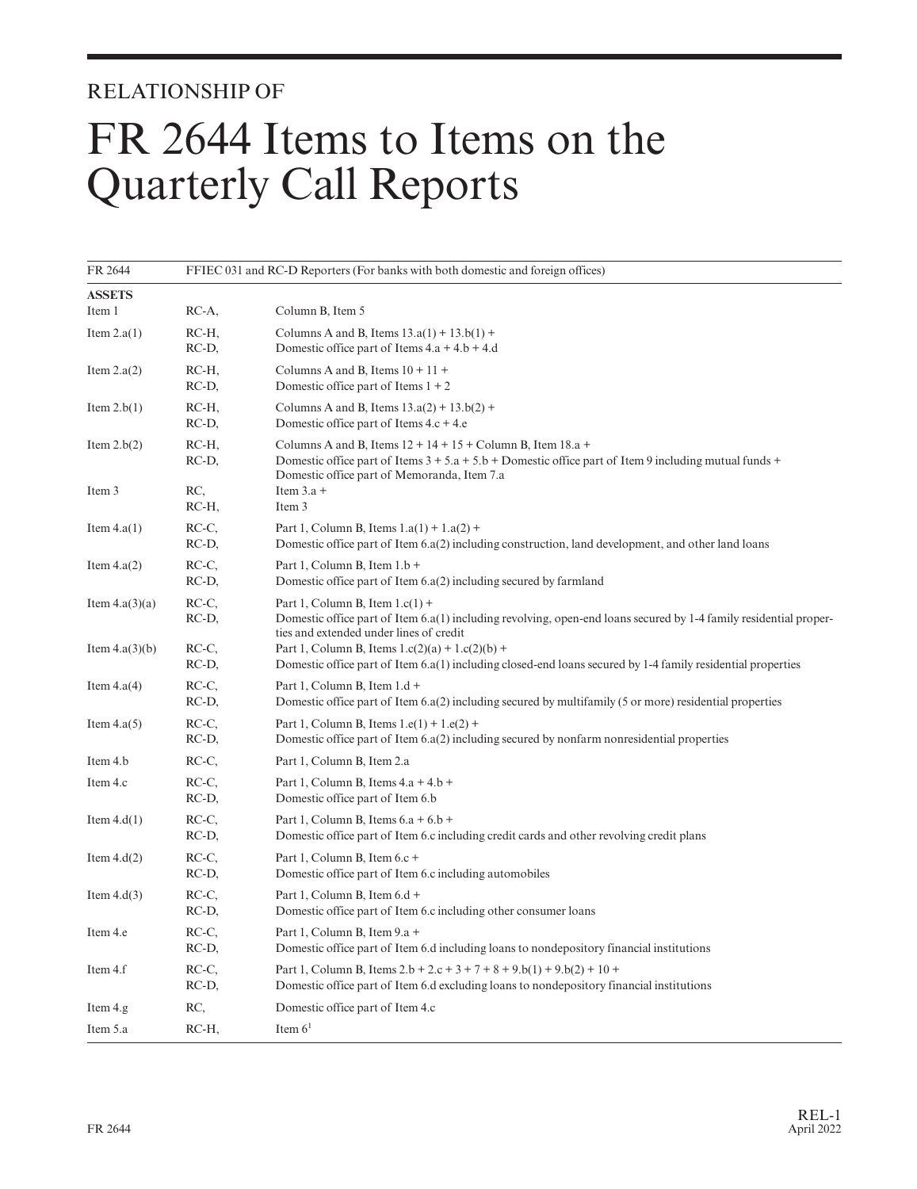RELATIONSHIP OF

# FR 2644 Items to Items on the Quarterly Call Reports

| FR 2644 | FFIEC 031 and RC-D Reporters (For banks with both domestic and foreign offices) | |
|---|---|---|
| **ASSETS** | | |
| Item 1 | RC-A, | Column B, Item 5 |
| Item 2.a(1) | RC-H,<br>RC-D, | Columns A and B, Items 13.a(1) + 13.b(1) +<br>Domestic office part of Items 4.a + 4.b + 4.d |
| Item 2.a(2) | RC-H,<br>RC-D, | Columns A and B, Items 10 + 11 +<br>Domestic office part of Items 1 + 2 |
| Item 2.b(1) | RC-H,<br>RC-D, | Columns A and B, Items 13.a(2) + 13.b(2) +<br>Domestic office part of Items 4.c + 4.e |
| Item 2.b(2) | RC-H,<br>RC-D, | Columns A and B, Items 12 + 14 + 15 + Column B, Item 18.a +<br>Domestic office part of Items 3 + 5.a + 5.b + Domestic office part of Item 9 including mutual funds +<br>Domestic office part of Memoranda, Item 7.a |
| Item 3 | RC,<br>RC-H, | Item 3.a +<br>Item 3 |
| Item 4.a(1) | RC-C,<br>RC-D, | Part 1, Column B, Items 1.a(1) + 1.a(2) +<br>Domestic office part of Item 6.a(2) including construction, land development, and other land loans |
| Item 4.a(2) | RC-C,<br>RC-D, | Part 1, Column B, Item 1.b +<br>Domestic office part of Item 6.a(2) including secured by farmland |
| Item 4.a(3)(a) | RC-C,<br>RC-D, | Part 1, Column B, Item 1.c(1) +<br>Domestic office part of Item 6.a(1) including revolving, open-end loans secured by 1-4 family residential properties and extended under lines of credit |
| Item 4.a(3)(b) | RC-C,<br>RC-D, | Part 1, Column B, Items 1.c(2)(a) + 1.c(2)(b) +<br>Domestic office part of Item 6.a(1) including closed-end loans secured by 1-4 family residential properties |
| Item 4.a(4) | RC-C,<br>RC-D, | Part 1, Column B, Item 1.d +<br>Domestic office part of Item 6.a(2) including secured by multifamily (5 or more) residential properties |
| Item 4.a(5) | RC-C,<br>RC-D, | Part 1, Column B, Items 1.e(1) + 1.e(2) +<br>Domestic office part of Item 6.a(2) including secured by nonfarm nonresidential properties |
| Item 4.b | RC-C, | Part 1, Column B, Item 2.a |
| Item 4.c | RC-C,<br>RC-D, | Part 1, Column B, Items 4.a + 4.b +<br>Domestic office part of Item 6.b |
| Item 4.d(1) | RC-C,<br>RC-D, | Part 1, Column B, Items 6.a + 6.b +<br>Domestic office part of Item 6.c including credit cards and other revolving credit plans |
| Item 4.d(2) | RC-C,<br>RC-D, | Part 1, Column B, Item 6.c +<br>Domestic office part of Item 6.c including automobiles |
| Item 4.d(3) | RC-C,<br>RC-D, | Part 1, Column B, Item 6.d +<br>Domestic office part of Item 6.c including other consumer loans |
| Item 4.e | RC-C,<br>RC-D, | Part 1, Column B, Item 9.a +<br>Domestic office part of Item 6.d including loans to nondepository financial institutions |
| Item 4.f | RC-C,<br>RC-D, | Part 1, Column B, Items 2.b + 2.c + 3 + 7 + 8 + 9.b(1) + 9.b(2) + 10 +<br>Domestic office part of Item 6.d excluding loans to nondepository financial institutions |
| Item 4.g | RC, | Domestic office part of Item 4.c |
| Item 5.a | RC-H, | Item 6[1] |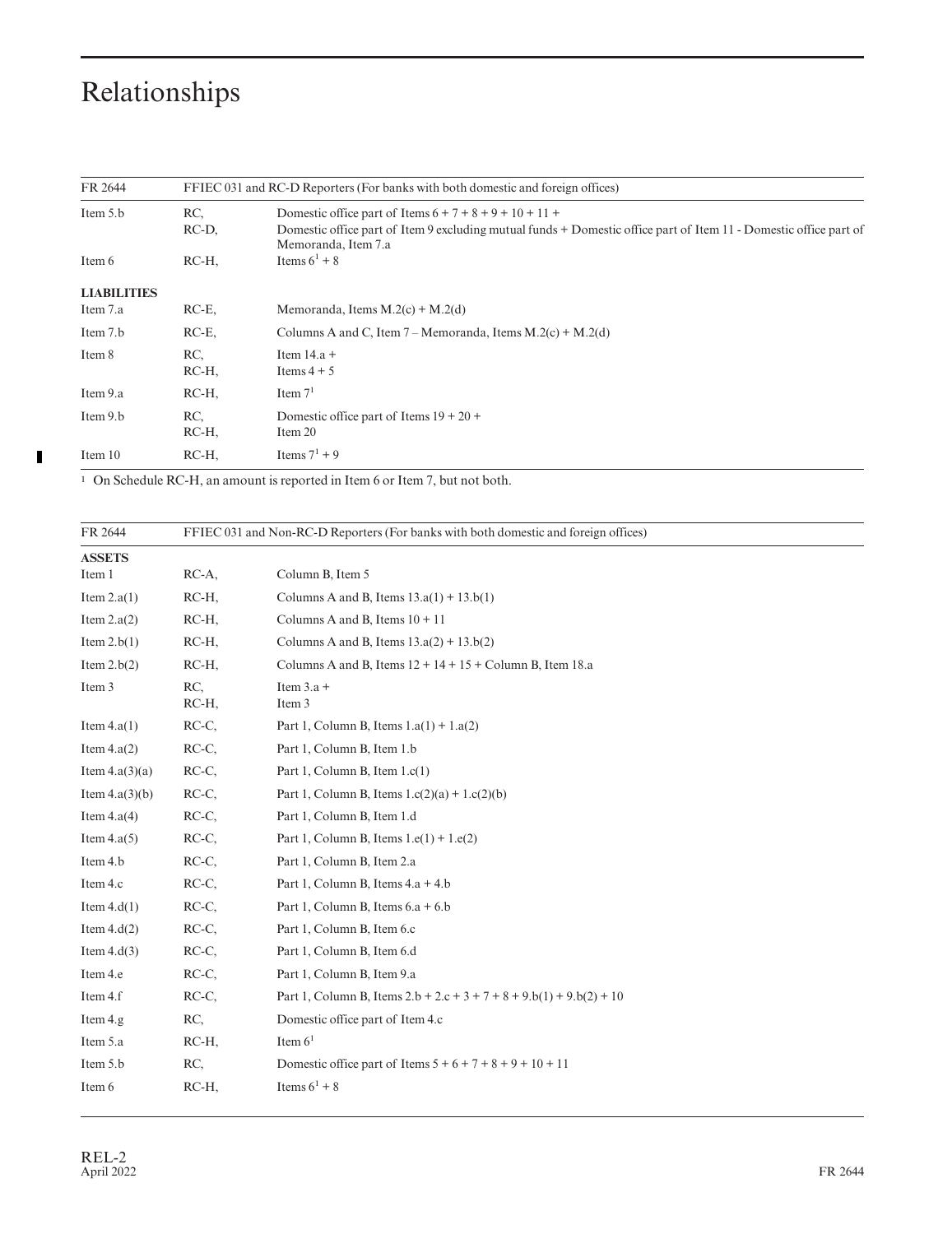# Relationships

| FR 2644 | FFIEC 031 and RC-D Reporters (For banks with both domestic and foreign offices) | |
|---|---|---|
| Item 5.b | RC, | Domestic office part of Items 6 + 7 + 8 + 9 + 10 + 11 + |
| | RC-D, | Domestic office part of Item 9 excluding mutual funds + Domestic office part of Item 11 - Domestic office part of Memoranda, Item 7.a |
| Item 6 | RC-H, | Items 6[1] + 8 |
| **LIABILITIES** | | |
| Item 7.a | RC-E, | Memoranda, Items M.2(c) + M.2(d) |
| Item 7.b | RC-E, | Columns A and C, Item 7 – Memoranda, Items M.2(c) + M.2(d) |
| Item 8 | RC, | Item 14.a + |
| | RC-H, | Items 4 + 5 |
| Item 9.a | RC-H, | Item 7[1] |
| Item 9.b | RC, | Domestic office part of Items 19 + 20 + |
| | RC-H, | Item 20 |
| Item 10 | RC-H, | Items 7[1] + 9 |

[1] On Schedule RC-H, an amount is reported in Item 6 or Item 7, but not both.

| FR 2644 | FFIEC 031 and Non-RC-D Reporters (For banks with both domestic and foreign offices) | |
|---|---|---|
| **ASSETS** | | |
| Item 1 | RC-A, | Column B, Item 5 |
| Item 2.a(1) | RC-H, | Columns A and B, Items 13.a(1) + 13.b(1) |
| Item 2.a(2) | RC-H, | Columns A and B, Items 10 + 11 |
| Item 2.b(1) | RC-H, | Columns A and B, Items 13.a(2) + 13.b(2) |
| Item 2.b(2) | RC-H, | Columns A and B, Items 12 + 14 + 15 + Column B, Item 18.a |
| Item 3 | RC, | Item 3.a + |
| | RC-H, | Item 3 |
| Item 4.a(1) | RC-C, | Part 1, Column B, Items 1.a(1) + 1.a(2) |
| Item 4.a(2) | RC-C, | Part 1, Column B, Item 1.b |
| Item 4.a(3)(a) | RC-C, | Part 1, Column B, Item 1.c(1) |
| Item 4.a(3)(b) | RC-C, | Part 1, Column B, Items 1.c(2)(a) + 1.c(2)(b) |
| Item 4.a(4) | RC-C, | Part 1, Column B, Item 1.d |
| Item 4.a(5) | RC-C, | Part 1, Column B, Items 1.e(1) + 1.e(2) |
| Item 4.b | RC-C, | Part 1, Column B, Item 2.a |
| Item 4.c | RC-C, | Part 1, Column B, Items 4.a + 4.b |
| Item 4.d(1) | RC-C, | Part 1, Column B, Items 6.a + 6.b |
| Item 4.d(2) | RC-C, | Part 1, Column B, Item 6.c |
| Item 4.d(3) | RC-C, | Part 1, Column B, Item 6.d |
| Item 4.e | RC-C, | Part 1, Column B, Item 9.a |
| Item 4.f | RC-C, | Part 1, Column B, Items 2.b + 2.c + 3 + 7 + 8 + 9.b(1) + 9.b(2) + 10 |
| Item 4.g | RC, | Domestic office part of Item 4.c |
| Item 5.a | RC-H, | Item 6[1] |
| Item 5.b | RC, | Domestic office part of Items 5 + 6 + 7 + 8 + 9 + 10 + 11 |
| Item 6 | RC-H, | Items 6[1] + 8 |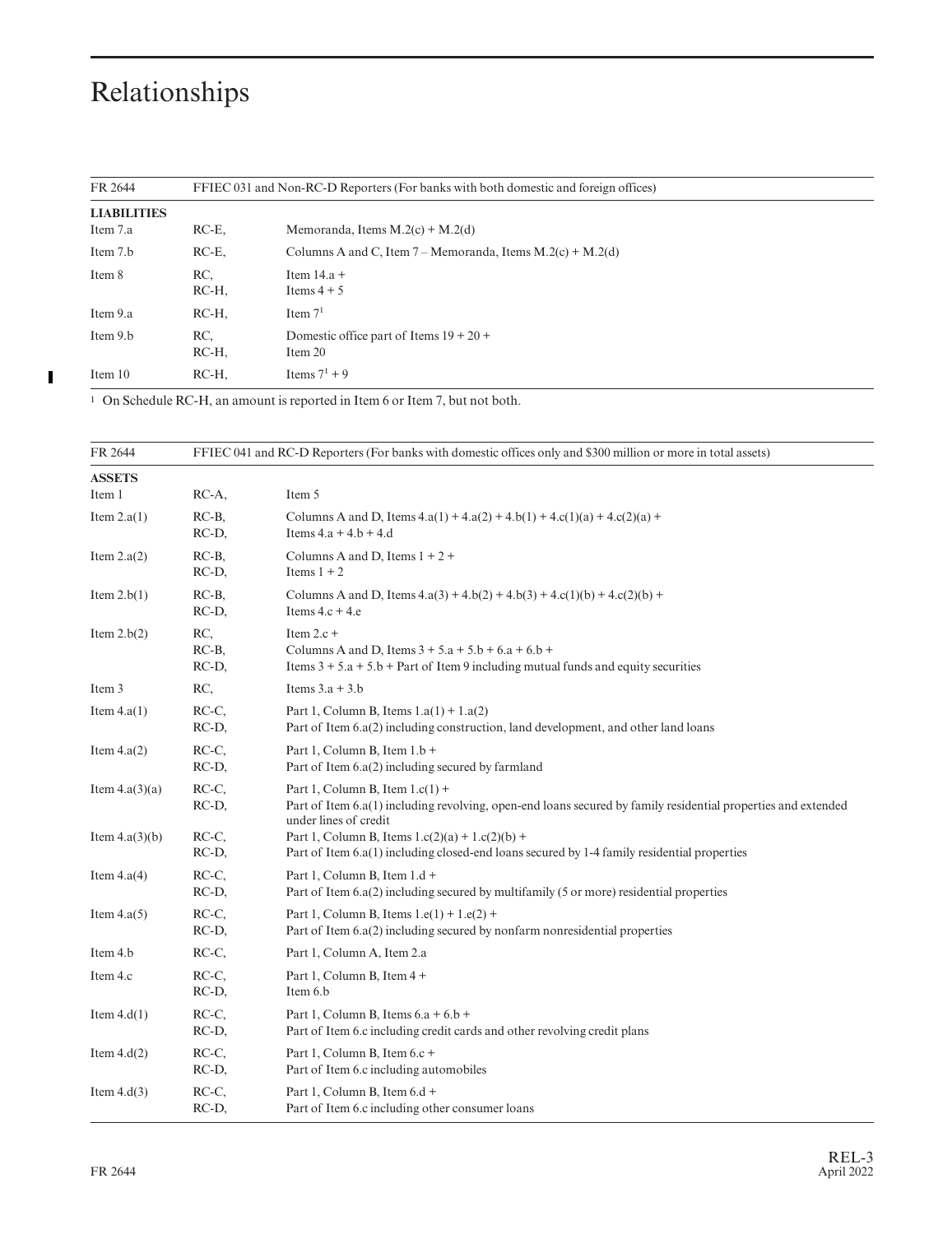# Relationships

| FR 2644 | FFIEC 031 and Non-RC-D Reporters (For banks with both domestic and foreign offices) | |
|---|---|---|
| **LIABILITIES** | | |
| Item 7.a | RC-E, | Memoranda, Items M.2(c) + M.2(d) |
| Item 7.b | RC-E, | Columns A and C, Item 7 – Memoranda, Items M.2(c) + M.2(d) |
| Item 8 | RC,<br>RC-H, | Item 14.a +<br>Items 4 + 5 |
| Item 9.a | RC-H, | Item 7[1] |
| Item 9.b | RC,<br>RC-H, | Domestic office part of Items 19 + 20 +<br>Item 20 |
| Item 10 | RC-H, | Items 7[1] + 9 |

[1] On Schedule RC-H, an amount is reported in Item 6 or Item 7, but not both.

| FR 2644 | FFIEC 041 and RC-D Reporters (For banks with domestic offices only and $300 million or more in total assets) | |
|---|---|---|
| **ASSETS** | | |
| Item 1 | RC-A, | Item 5 |
| Item 2.a(1) | RC-B,<br>RC-D, | Columns A and D, Items 4.a(1) + 4.a(2) + 4.b(1) + 4.c(1)(a) + 4.c(2)(a) +<br>Items 4.a + 4.b + 4.d |
| Item 2.a(2) | RC-B,<br>RC-D, | Columns A and D, Items 1 + 2 +<br>Items 1 + 2 |
| Item 2.b(1) | RC-B,<br>RC-D, | Columns A and D, Items 4.a(3) + 4.b(2) + 4.b(3) + 4.c(1)(b) + 4.c(2)(b) +<br>Items 4.c + 4.e |
| Item 2.b(2) | RC,<br>RC-B,<br>RC-D, | Item 2.c +<br>Columns A and D, Items 3 + 5.a + 5.b + 6.a + 6.b +<br>Items 3 + 5.a + 5.b + Part of Item 9 including mutual funds and equity securities |
| Item 3 | RC, | Items 3.a + 3.b |
| Item 4.a(1) | RC-C,<br>RC-D, | Part 1, Column B, Items 1.a(1) + 1.a(2)<br>Part of Item 6.a(2) including construction, land development, and other land loans |
| Item 4.a(2) | RC-C,<br>RC-D, | Part 1, Column B, Item 1.b +<br>Part of Item 6.a(2) including secured by farmland |
| Item 4.a(3)(a) | RC-C,<br>RC-D, | Part 1, Column B, Item 1.c(1) +<br>Part of Item 6.a(1) including revolving, open-end loans secured by family residential properties and extended under lines of credit |
| Item 4.a(3)(b) | RC-C,<br>RC-D, | Part 1, Column B, Items 1.c(2)(a) + 1.c(2)(b) +<br>Part of Item 6.a(1) including closed-end loans secured by 1-4 family residential properties |
| Item 4.a(4) | RC-C,<br>RC-D, | Part 1, Column B, Item 1.d +<br>Part of Item 6.a(2) including secured by multifamily (5 or more) residential properties |
| Item 4.a(5) | RC-C,<br>RC-D, | Part 1, Column B, Items 1.e(1) + 1.e(2) +<br>Part of Item 6.a(2) including secured by nonfarm nonresidential properties |
| Item 4.b | RC-C, | Part 1, Column A, Item 2.a |
| Item 4.c | RC-C,<br>RC-D, | Part 1, Column B, Item 4 +<br>Item 6.b |
| Item 4.d(1) | RC-C,<br>RC-D, | Part 1, Column B, Items 6.a + 6.b +<br>Part of Item 6.c including credit cards and other revolving credit plans |
| Item 4.d(2) | RC-C,<br>RC-D, | Part 1, Column B, Item 6.c +<br>Part of Item 6.c including automobiles |
| Item 4.d(3) | RC-C,<br>RC-D, | Part 1, Column B, Item 6.d +<br>Part of Item 6.c including other consumer loans |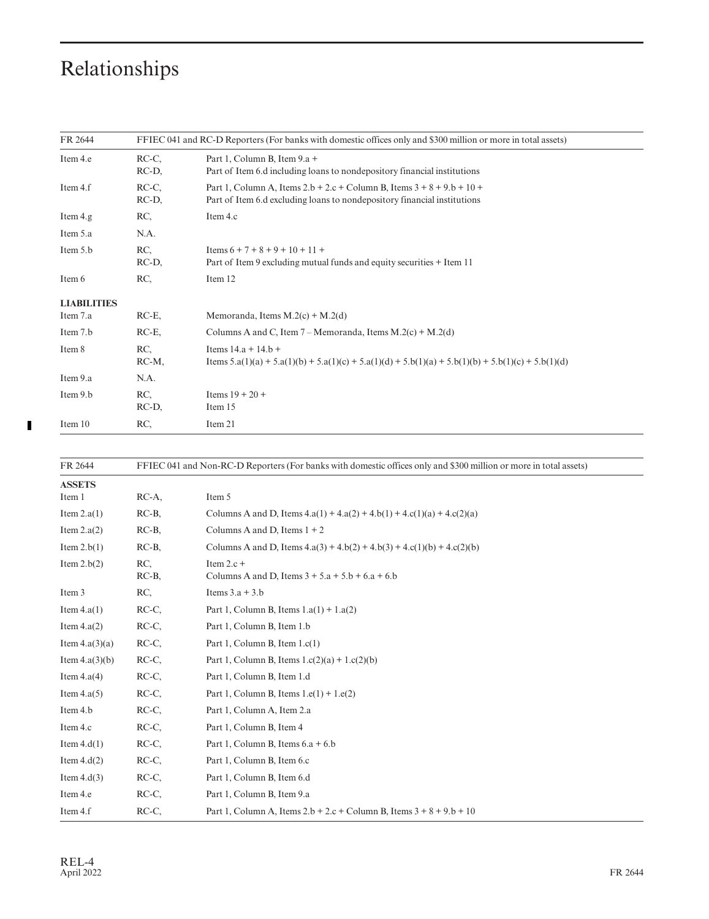# Relationships

| FR 2644 | FFIEC 041 and RC-D Reporters (For banks with domestic offices only and $300 million or more in total assets) | |
|---|---|---|
| Item 4.e | RC-C,<br>RC-D, | Part 1, Column B, Item 9.a +<br>Part of Item 6.d including loans to nondepository financial institutions |
| Item 4.f | RC-C,<br>RC-D, | Part 1, Column A, Items 2.b + 2.c + Column B, Items 3 + 8 + 9.b + 10 +<br>Part of Item 6.d excluding loans to nondepository financial institutions |
| Item 4.g | RC, | Item 4.c |
| Item 5.a | N.A. | |
| Item 5.b | RC,<br>RC-D, | Items 6 + 7 + 8 + 9 + 10 + 11 +<br>Part of Item 9 excluding mutual funds and equity securities + Item 11 |
| Item 6 | RC, | Item 12 |
| **LIABILITIES** | | |
| Item 7.a | RC-E, | Memoranda, Items M.2(c) + M.2(d) |
| Item 7.b | RC-E, | Columns A and C, Item 7 – Memoranda, Items M.2(c) + M.2(d) |
| Item 8 | RC,<br>RC-M, | Items 14.a + 14.b +<br>Items 5.a(1)(a) + 5.a(1)(b) + 5.a(1)(c) + 5.a(1)(d) + 5.b(1)(a) + 5.b(1)(b) + 5.b(1)(c) + 5.b(1)(d) |
| Item 9.a | N.A. | |
| Item 9.b | RC,<br>RC-D, | Items 19 + 20 +<br>Item 15 |
| Item 10 | RC, | Item 21 |

| FR 2644 | FFIEC 041 and Non-RC-D Reporters (For banks with domestic offices only and $300 million or more in total assets) | |
|---|---|---|
| **ASSETS** | | |
| Item 1 | RC-A, | Item 5 |
| Item 2.a(1) | RC-B, | Columns A and D, Items 4.a(1) + 4.a(2) + 4.b(1) + 4.c(1)(a) + 4.c(2)(a) |
| Item 2.a(2) | RC-B, | Columns A and D, Items 1 + 2 |
| Item 2.b(1) | RC-B, | Columns A and D, Items 4.a(3) + 4.b(2) + 4.b(3) + 4.c(1)(b) + 4.c(2)(b) |
| Item 2.b(2) | RC,<br>RC-B, | Item 2.c +<br>Columns A and D, Items 3 + 5.a + 5.b + 6.a + 6.b |
| Item 3 | RC, | Items 3.a + 3.b |
| Item 4.a(1) | RC-C, | Part 1, Column B, Items 1.a(1) + 1.a(2) |
| Item 4.a(2) | RC-C, | Part 1, Column B, Item 1.b |
| Item 4.a(3)(a) | RC-C, | Part 1, Column B, Item 1.c(1) |
| Item 4.a(3)(b) | RC-C, | Part 1, Column B, Items 1.c(2)(a) + 1.c(2)(b) |
| Item 4.a(4) | RC-C, | Part 1, Column B, Item 1.d |
| Item 4.a(5) | RC-C, | Part 1, Column B, Items 1.e(1) + 1.e(2) |
| Item 4.b | RC-C, | Part 1, Column A, Item 2.a |
| Item 4.c | RC-C, | Part 1, Column B, Item 4 |
| Item 4.d(1) | RC-C, | Part 1, Column B, Items 6.a + 6.b |
| Item 4.d(2) | RC-C, | Part 1, Column B, Item 6.c |
| Item 4.d(3) | RC-C, | Part 1, Column B, Item 6.d |
| Item 4.e | RC-C, | Part 1, Column B, Item 9.a |
| Item 4.f | RC-C, | Part 1, Column A, Items 2.b + 2.c + Column B, Items 3 + 8 + 9.b + 10 |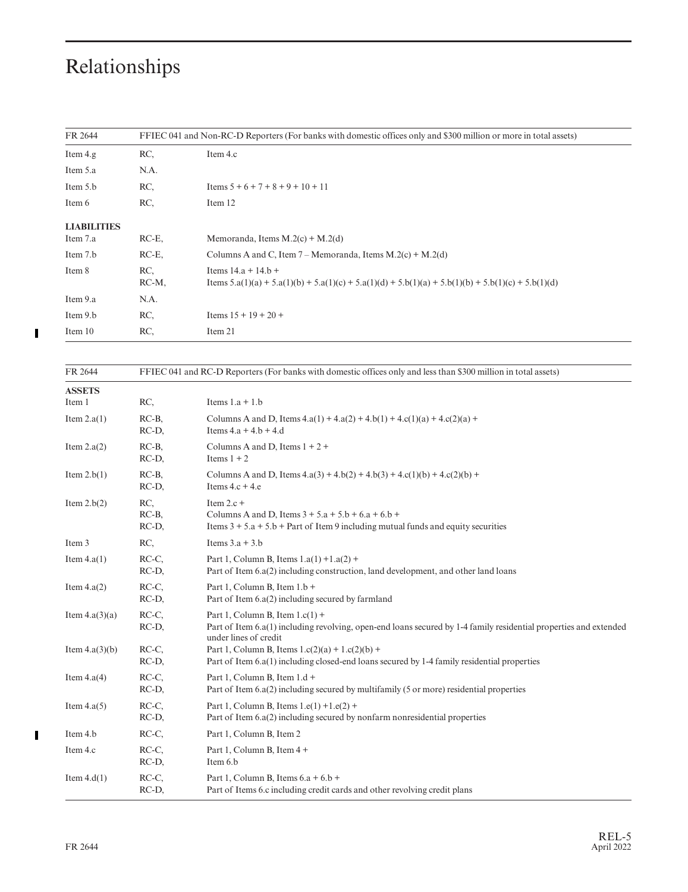# Relationships

| FR 2644 | FFIEC 041 and Non-RC-D Reporters (For banks with domestic offices only and $300 million or more in total assets) | |
|---|---|---|
| Item 4.g | RC, | Item 4.c |
| Item 5.a | N.A. | |
| Item 5.b | RC, | Items 5 + 6 + 7 + 8 + 9 + 10 + 11 |
| Item 6 | RC, | Item 12 |
| **LIABILITIES** | | |
| Item 7.a | RC-E, | Memoranda, Items M.2(c) + M.2(d) |
| Item 7.b | RC-E, | Columns A and C, Item 7 – Memoranda, Items M.2(c) + M.2(d) |
| Item 8 | RC,<br>RC-M, | Items 14.a + 14.b +<br>Items 5.a(1)(a) + 5.a(1)(b) + 5.a(1)(c) + 5.a(1)(d) + 5.b(1)(a) + 5.b(1)(b) + 5.b(1)(c) + 5.b(1)(d) |
| Item 9.a | N.A. | |
| Item 9.b | RC, | Items 15 + 19 + 20 + |
| Item 10 | RC, | Item 21 |

| FR 2644 | FFIEC 041 and RC-D Reporters (For banks with domestic offices only and less than $300 million in total assets) | |
|---|---|---|
| **ASSETS** | | |
| Item 1 | RC, | Items 1.a + 1.b |
| Item 2.a(1) | RC-B,<br>RC-D, | Columns A and D, Items 4.a(1) + 4.a(2) + 4.b(1) + 4.c(1)(a) + 4.c(2)(a) +<br>Items 4.a + 4.b + 4.d |
| Item 2.a(2) | RC-B,<br>RC-D, | Columns A and D, Items 1 + 2 +<br>Items 1 + 2 |
| Item 2.b(1) | RC-B,<br>RC-D, | Columns A and D, Items 4.a(3) + 4.b(2) + 4.b(3) + 4.c(1)(b) + 4.c(2)(b) +<br>Items 4.c + 4.e |
| Item 2.b(2) | RC,<br>RC-B,<br>RC-D, | Item 2.c +<br>Columns A and D, Items 3 + 5.a + 5.b + 6.a + 6.b +<br>Items 3 + 5.a + 5.b + Part of Item 9 including mutual funds and equity securities |
| Item 3 | RC, | Items 3.a + 3.b |
| Item 4.a(1) | RC-C,<br>RC-D, | Part 1, Column B, Items 1.a(1) +1.a(2) +<br>Part of Item 6.a(2) including construction, land development, and other land loans |
| Item 4.a(2) | RC-C,<br>RC-D, | Part 1, Column B, Item 1.b +<br>Part of Item 6.a(2) including secured by farmland |
| Item 4.a(3)(a) | RC-C,<br>RC-D, | Part 1, Column B, Item 1.c(1) +<br>Part of Item 6.a(1) including revolving, open-end loans secured by 1-4 family residential properties and extended under lines of credit |
| Item 4.a(3)(b) | RC-C,<br>RC-D, | Part 1, Column B, Items 1.c(2)(a) + 1.c(2)(b) +<br>Part of Item 6.a(1) including closed-end loans secured by 1-4 family residential properties |
| Item 4.a(4) | RC-C,<br>RC-D, | Part 1, Column B, Item 1.d +<br>Part of Item 6.a(2) including secured by multifamily (5 or more) residential properties |
| Item 4.a(5) | RC-C,<br>RC-D, | Part 1, Column B, Items 1.e(1) +1.e(2) +<br>Part of Item 6.a(2) including secured by nonfarm nonresidential properties |
| Item 4.b | RC-C, | Part 1, Column B, Item 2 |
| Item 4.c | RC-C,<br>RC-D, | Part 1, Column B, Item 4 +<br>Item 6.b |
| Item 4.d(1) | RC-C,<br>RC-D, | Part 1, Column B, Items 6.a + 6.b +<br>Part of Items 6.c including credit cards and other revolving credit plans |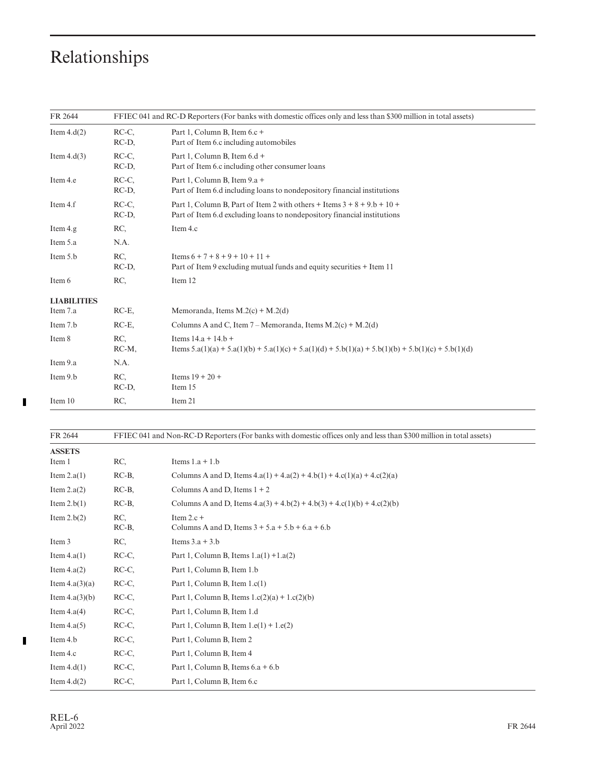# Relationships

| FR 2644 | FFIEC 041 and RC-D Reporters (For banks with domestic offices only and less than $300 million in total assets) | |
|---|---|---|
| Item 4.d(2) | RC-C,<br>RC-D, | Part 1, Column B, Item 6.c +<br>Part of Item 6.c including automobiles |
| Item 4.d(3) | RC-C,<br>RC-D, | Part 1, Column B, Item 6.d +<br>Part of Item 6.c including other consumer loans |
| Item 4.e | RC-C,<br>RC-D, | Part 1, Column B, Item 9.a +<br>Part of Item 6.d including loans to nondepository financial institutions |
| Item 4.f | RC-C,<br>RC-D, | Part 1, Column B, Part of Item 2 with others + Items 3 + 8 + 9.b + 10 +<br>Part of Item 6.d excluding loans to nondepository financial institutions |
| Item 4.g | RC, | Item 4.c |
| Item 5.a | N.A. | |
| Item 5.b | RC,<br>RC-D, | Items 6 + 7 + 8 + 9 + 10 + 11 +<br>Part of Item 9 excluding mutual funds and equity securities + Item 11 |
| Item 6 | RC, | Item 12 |
| **LIABILITIES** | | |
| Item 7.a | RC-E, | Memoranda, Items M.2(c) + M.2(d) |
| Item 7.b | RC-E, | Columns A and C, Item 7 – Memoranda, Items M.2(c) + M.2(d) |
| Item 8 | RC,<br>RC-M, | Items 14.a + 14.b +<br>Items 5.a(1)(a) + 5.a(1)(b) + 5.a(1)(c) + 5.a(1)(d) + 5.b(1)(a) + 5.b(1)(b) + 5.b(1)(c) + 5.b(1)(d) |
| Item 9.a | N.A. | |
| Item 9.b | RC,<br>RC-D, | Items 19 + 20 +<br>Item 15 |
| Item 10 | RC, | Item 21 |

| FR 2644 | FFIEC 041 and Non-RC-D Reporters (For banks with domestic offices only and less than $300 million in total assets) | |
|---|---|---|
| **ASSETS** | | |
| Item 1 | RC, | Items 1.a + 1.b |
| Item 2.a(1) | RC-B, | Columns A and D, Items 4.a(1) + 4.a(2) + 4.b(1) + 4.c(1)(a) + 4.c(2)(a) |
| Item 2.a(2) | RC-B, | Columns A and D, Items 1 + 2 |
| Item 2.b(1) | RC-B, | Columns A and D, Items 4.a(3) + 4.b(2) + 4.b(3) + 4.c(1)(b) + 4.c(2)(b) |
| Item 2.b(2) | RC,<br>RC-B, | Item 2.c +<br>Columns A and D, Items 3 + 5.a + 5.b + 6.a + 6.b |
| Item 3 | RC, | Items 3.a + 3.b |
| Item 4.a(1) | RC-C, | Part 1, Column B, Items 1.a(1) +1.a(2) |
| Item 4.a(2) | RC-C, | Part 1, Column B, Item 1.b |
| Item 4.a(3)(a) | RC-C, | Part 1, Column B, Item 1.c(1) |
| Item 4.a(3)(b) | RC-C, | Part 1, Column B, Items 1.c(2)(a) + 1.c(2)(b) |
| Item 4.a(4) | RC-C, | Part 1, Column B, Item 1.d |
| Item 4.a(5) | RC-C, | Part 1, Column B, Item 1.e(1) + 1.e(2) |
| Item 4.b | RC-C, | Part 1, Column B, Item 2 |
| Item 4.c | RC-C, | Part 1, Column B, Item 4 |
| Item 4.d(1) | RC-C, | Part 1, Column B, Items 6.a + 6.b |
| Item 4.d(2) | RC-C, | Part 1, Column B, Item 6.c |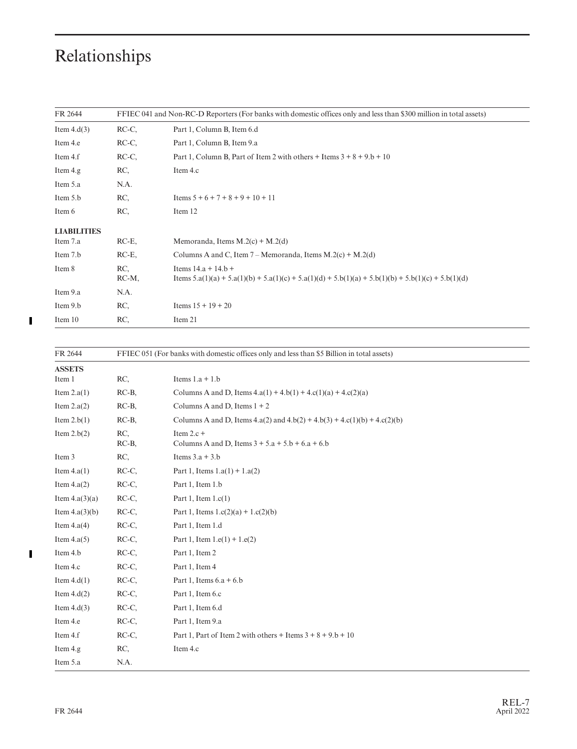# Relationships

| FR 2644 | FFIEC 041 and Non-RC-D Reporters (For banks with domestic offices only and less than $300 million in total assets) | |
|---|---|---|
| Item 4.d(3) | RC-C, | Part 1, Column B, Item 6.d |
| Item 4.e | RC-C, | Part 1, Column B, Item 9.a |
| Item 4.f | RC-C, | Part 1, Column B, Part of Item 2 with others + Items 3 + 8 + 9.b + 10 |
| Item 4.g | RC, | Item 4.c |
| Item 5.a | N.A. | |
| Item 5.b | RC, | Items 5 + 6 + 7 + 8 + 9 + 10 + 11 |
| Item 6 | RC, | Item 12 |
| **LIABILITIES** | | |
| Item 7.a | RC-E, | Memoranda, Items M.2(c) + M.2(d) |
| Item 7.b | RC-E, | Columns A and C, Item 7 – Memoranda, Items M.2(c) + M.2(d) |
| Item 8 | RC,<br>RC-M, | Items 14.a + 14.b +<br>Items 5.a(1)(a) + 5.a(1)(b) + 5.a(1)(c) + 5.a(1)(d) + 5.b(1)(a) + 5.b(1)(b) + 5.b(1)(c) + 5.b(1)(d) |
| Item 9.a | N.A. | |
| Item 9.b | RC, | Items 15 + 19 + 20 |
| Item 10 | RC, | Item 21 |

| FR 2644 | FFIEC 051 (For banks with domestic offices only and less than $5 Billion in total assets) | |
|---|---|---|
| **ASSETS** | | |
| Item 1 | RC, | Items 1.a + 1.b |
| Item 2.a(1) | RC-B, | Columns A and D, Items 4.a(1) + 4.b(1) + 4.c(1)(a) + 4.c(2)(a) |
| Item 2.a(2) | RC-B, | Columns A and D, Items 1 + 2 |
| Item 2.b(1) | RC-B, | Columns A and D, Items 4.a(2) and 4.b(2) + 4.b(3) + 4.c(1)(b) + 4.c(2)(b) |
| Item 2.b(2) | RC,<br>RC-B, | Item 2.c +<br>Columns A and D, Items 3 + 5.a + 5.b + 6.a + 6.b |
| Item 3 | RC, | Items 3.a + 3.b |
| Item 4.a(1) | RC-C, | Part 1, Items 1.a(1) + 1.a(2) |
| Item 4.a(2) | RC-C, | Part 1, Item 1.b |
| Item 4.a(3)(a) | RC-C, | Part 1, Item 1.c(1) |
| Item 4.a(3)(b) | RC-C, | Part 1, Items 1.c(2)(a) + 1.c(2)(b) |
| Item 4.a(4) | RC-C, | Part 1, Item 1.d |
| Item 4.a(5) | RC-C, | Part 1, Item 1.e(1) + 1.e(2) |
| Item 4.b | RC-C, | Part 1, Item 2 |
| Item 4.c | RC-C, | Part 1, Item 4 |
| Item 4.d(1) | RC-C, | Part 1, Items 6.a + 6.b |
| Item 4.d(2) | RC-C, | Part 1, Item 6.c |
| Item 4.d(3) | RC-C, | Part 1, Item 6.d |
| Item 4.e | RC-C, | Part 1, Item 9.a |
| Item 4.f | RC-C, | Part 1, Part of Item 2 with others + Items 3 + 8 + 9.b + 10 |
| Item 4.g | RC, | Item 4.c |
| Item 5.a | N.A. | |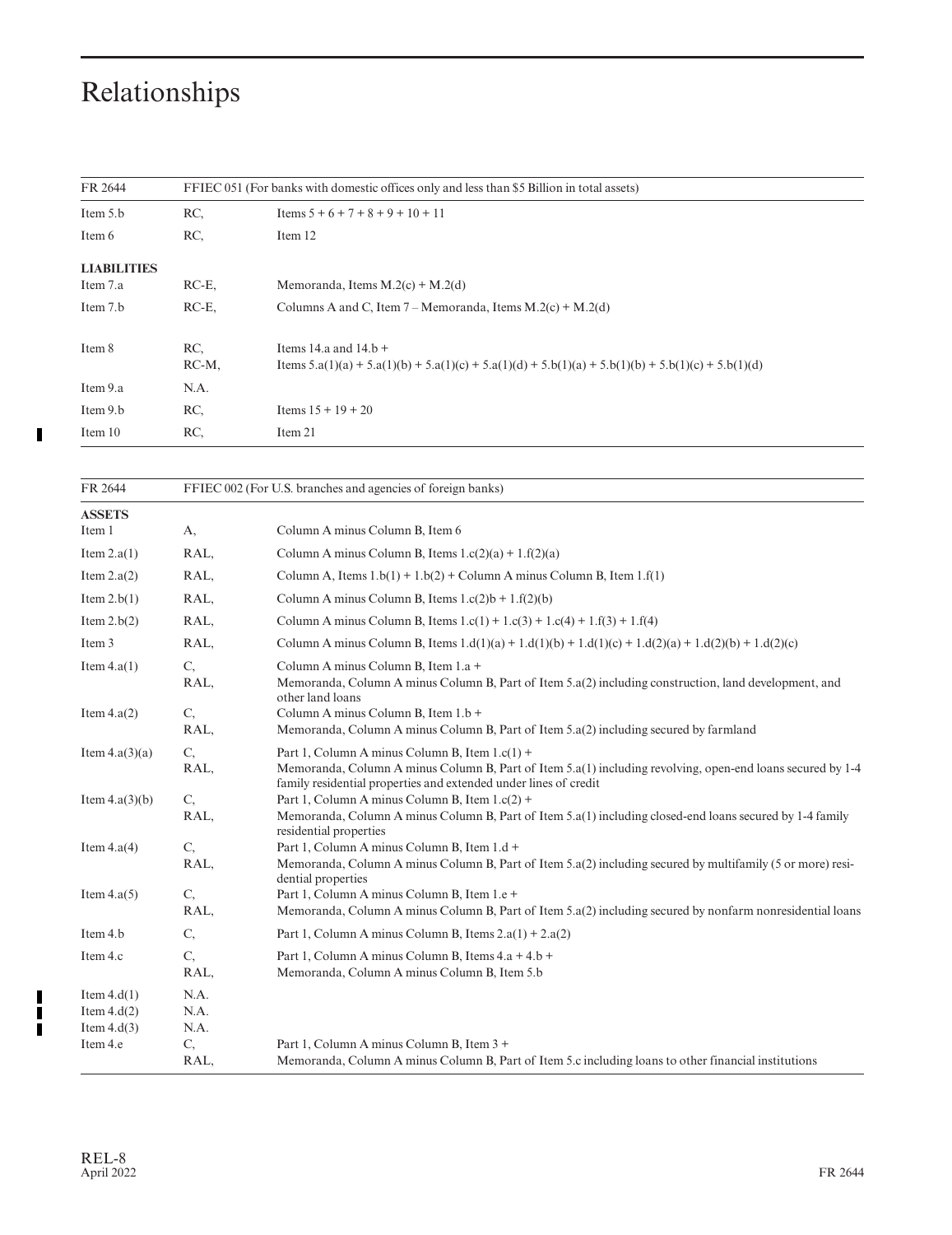# Relationships

| FR 2644 | FFIEC 051 (For banks with domestic offices only and less than $5 Billion in total assets) | |
|---|---|---|
| Item 5.b | RC, | Items 5 + 6 + 7 + 8 + 9 + 10 + 11 |
| Item 6 | RC, | Item 12 |
| **LIABILITIES** | | |
| Item 7.a | RC-E, | Memoranda, Items M.2(c) + M.2(d) |
| Item 7.b | RC-E, | Columns A and C, Item 7 – Memoranda, Items M.2(c) + M.2(d) |
| Item 8 | RC,<br>RC-M, | Items 14.a and 14.b +<br>Items 5.a(1)(a) + 5.a(1)(b) + 5.a(1)(c) + 5.a(1)(d) + 5.b(1)(a) + 5.b(1)(b) + 5.b(1)(c) + 5.b(1)(d) |
| Item 9.a | N.A. | |
| Item 9.b | RC, | Items 15 + 19 + 20 |
| Item 10 | RC, | Item 21 |

| FR 2644 | FFIEC 002 (For U.S. branches and agencies of foreign banks) | |
|---|---|---|
| **ASSETS** | | |
| Item 1 | A, | Column A minus Column B, Item 6 |
| Item 2.a(1) | RAL, | Column A minus Column B, Items 1.c(2)(a) + 1.f(2)(a) |
| Item 2.a(2) | RAL, | Column A, Items 1.b(1) + 1.b(2) + Column A minus Column B, Item 1.f(1) |
| Item 2.b(1) | RAL, | Column A minus Column B, Items 1.c(2)b + 1.f(2)(b) |
| Item 2.b(2) | RAL, | Column A minus Column B, Items 1.c(1) + 1.c(3) + 1.c(4) + 1.f(3) + 1.f(4) |
| Item 3 | RAL, | Column A minus Column B, Items 1.d(1)(a) + 1.d(1)(b) + 1.d(1)(c) + 1.d(2)(a) + 1.d(2)(b) + 1.d(2)(c) |
| Item 4.a(1) | C,<br>RAL, | Column A minus Column B, Item 1.a +<br>Memoranda, Column A minus Column B, Part of Item 5.a(2) including construction, land development, and other land loans |
| Item 4.a(2) | C,<br>RAL, | Column A minus Column B, Item 1.b +<br>Memoranda, Column A minus Column B, Part of Item 5.a(2) including secured by farmland |
| Item 4.a(3)(a) | C,<br>RAL, | Part 1, Column A minus Column B, Item 1.c(1) +<br>Memoranda, Column A minus Column B, Part of Item 5.a(1) including revolving, open-end loans secured by 1-4 family residential properties and extended under lines of credit |
| Item 4.a(3)(b) | C,<br>RAL, | Part 1, Column A minus Column B, Item 1.c(2) +<br>Memoranda, Column A minus Column B, Part of Item 5.a(1) including closed-end loans secured by 1-4 family residential properties |
| Item 4.a(4) | C,<br>RAL, | Part 1, Column A minus Column B, Item 1.d +<br>Memoranda, Column A minus Column B, Part of Item 5.a(2) including secured by multifamily (5 or more) residential properties |
| Item 4.a(5) | C,<br>RAL, | Part 1, Column A minus Column B, Item 1.e +<br>Memoranda, Column A minus Column B, Part of Item 5.a(2) including secured by nonfarm nonresidential loans |
| Item 4.b | C, | Part 1, Column A minus Column B, Items 2.a(1) + 2.a(2) |
| Item 4.c | C,<br>RAL, | Part 1, Column A minus Column B, Items 4.a + 4.b +<br>Memoranda, Column A minus Column B, Item 5.b |
| Item 4.d(1) | N.A. | |
| Item 4.d(2) | N.A. | |
| Item 4.d(3) | N.A. | |
| Item 4.e | C,<br>RAL, | Part 1, Column A minus Column B, Item 3 +<br>Memoranda, Column A minus Column B, Part of Item 5.c including loans to other financial institutions |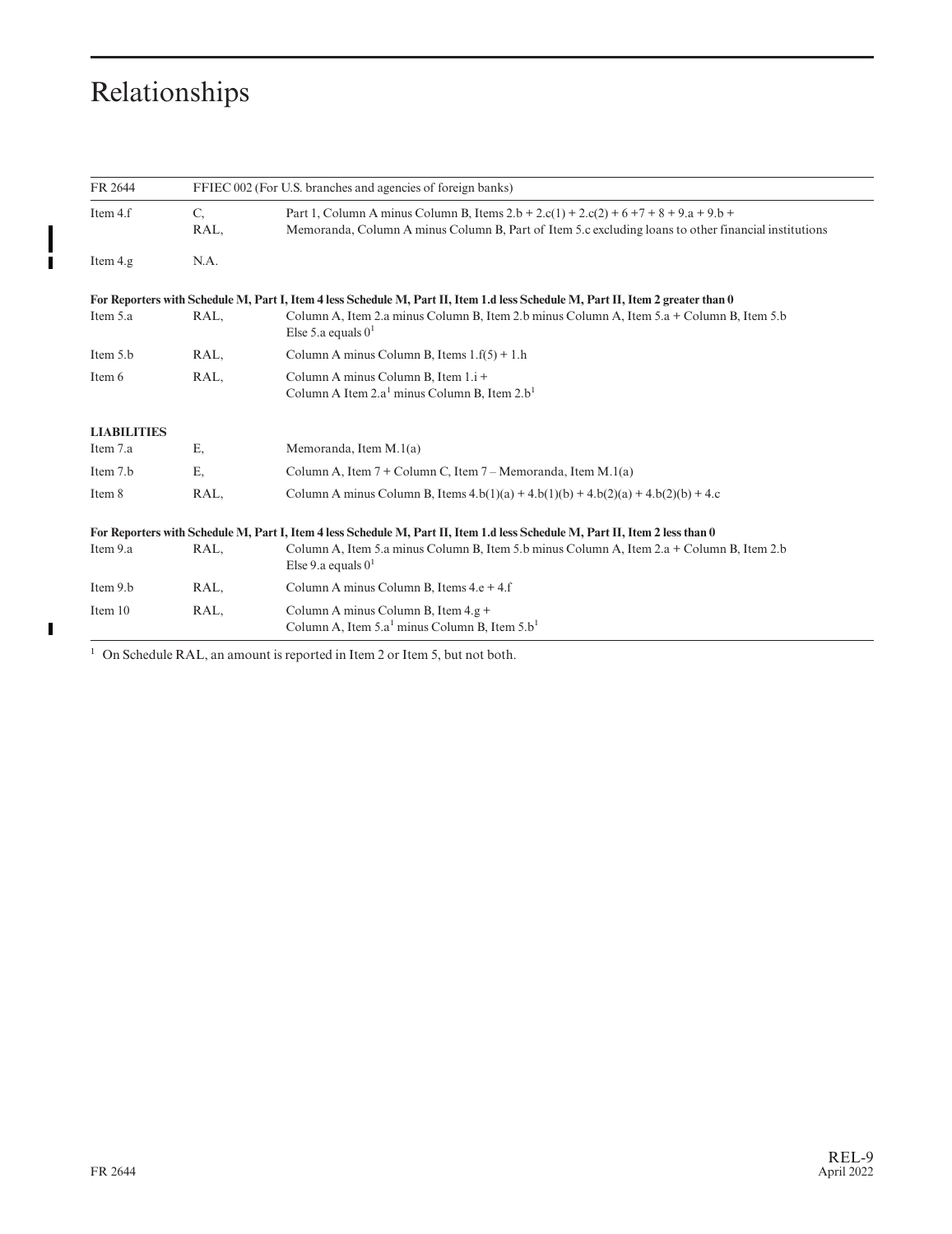# Relationships

| FR 2644 | FFIEC 002 (For U.S. branches and agencies of foreign banks) | |
|---|---|---|
| Item 4.f | C, RAL, | Part 1, Column A minus Column B, Items 2.b + 2.c(1) + 2.c(2) + 6 +7 + 8 + 9.a + 9.b + Memoranda, Column A minus Column B, Part of Item 5.c excluding loans to other financial institutions |
| Item 4.g | N.A. | |
| **For Reporters with Schedule M, Part I, Item 4 less Schedule M, Part II, Item 1.d less Schedule M, Part II, Item 2 greater than 0** | | |
| Item 5.a | RAL, | Column A, Item 2.a minus Column B, Item 2.b minus Column A, Item 5.a + Column B, Item 5.b Else 5.a equals 0[1] |
| Item 5.b | RAL, | Column A minus Column B, Items 1.f(5) + 1.h |
| Item 6 | RAL, | Column A minus Column B, Item 1.i + Column A Item 2.a[1] minus Column B, Item 2.b[1] |
| **LIABILITIES** | | |
| Item 7.a | E, | Memoranda, Item M.1(a) |
| Item 7.b | E, | Column A, Item 7 + Column C, Item 7 – Memoranda, Item M.1(a) |
| Item 8 | RAL, | Column A minus Column B, Items 4.b(1)(a) + 4.b(1)(b) + 4.b(2)(a) + 4.b(2)(b) + 4.c |
| **For Reporters with Schedule M, Part I, Item 4 less Schedule M, Part II, Item 1.d less Schedule M, Part II, Item 2 less than 0** | | |
| Item 9.a | RAL, | Column A, Item 5.a minus Column B, Item 5.b minus Column A, Item 2.a + Column B, Item 2.b Else 9.a equals 0[1] |
| Item 9.b | RAL, | Column A minus Column B, Items 4.e + 4.f |
| Item 10 | RAL, | Column A minus Column B, Item 4.g + Column A, Item 5.a[1] minus Column B, Item 5.b[1] |

[1] On Schedule RAL, an amount is reported in Item 2 or Item 5, but not both.